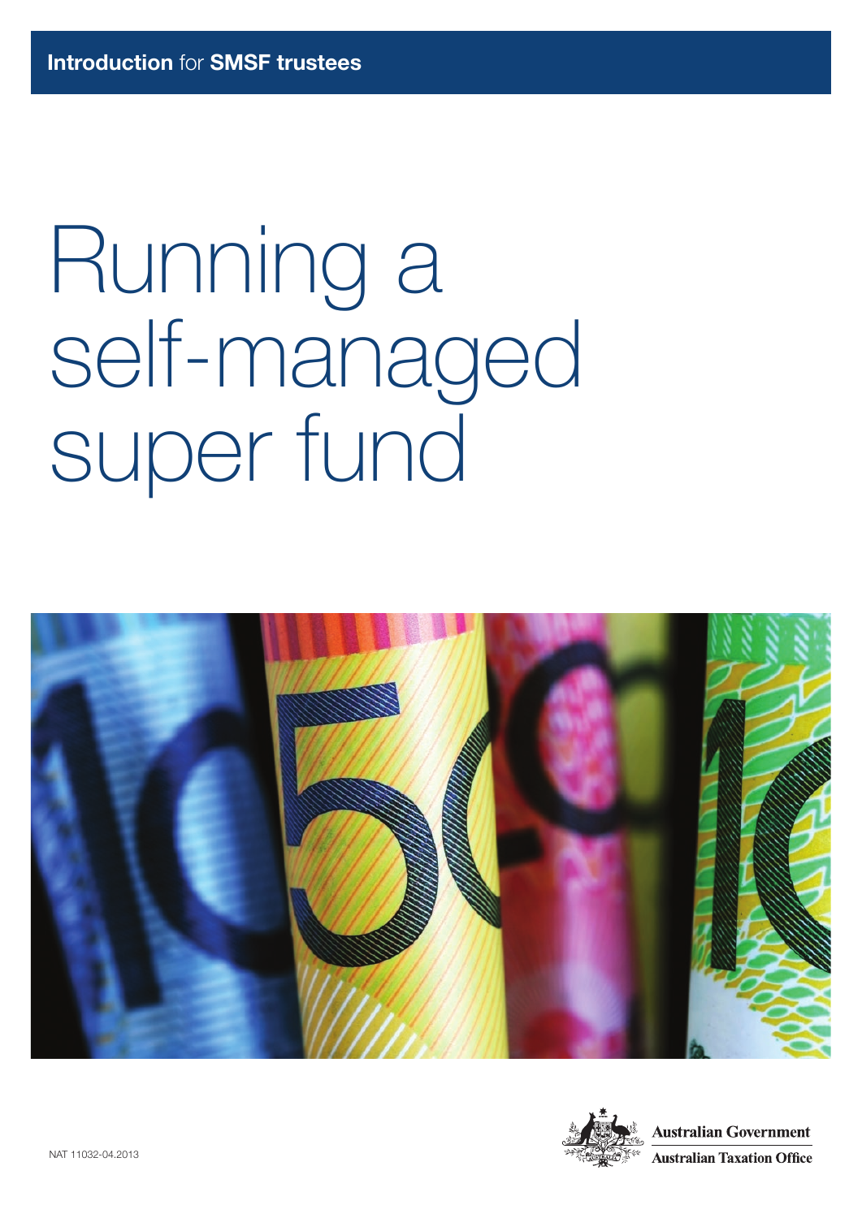**Introduction** for **SMSF trustees**

# Running a self-managed super fund

NAT 11032-04.2013

Australian Government

Australian Taxation Office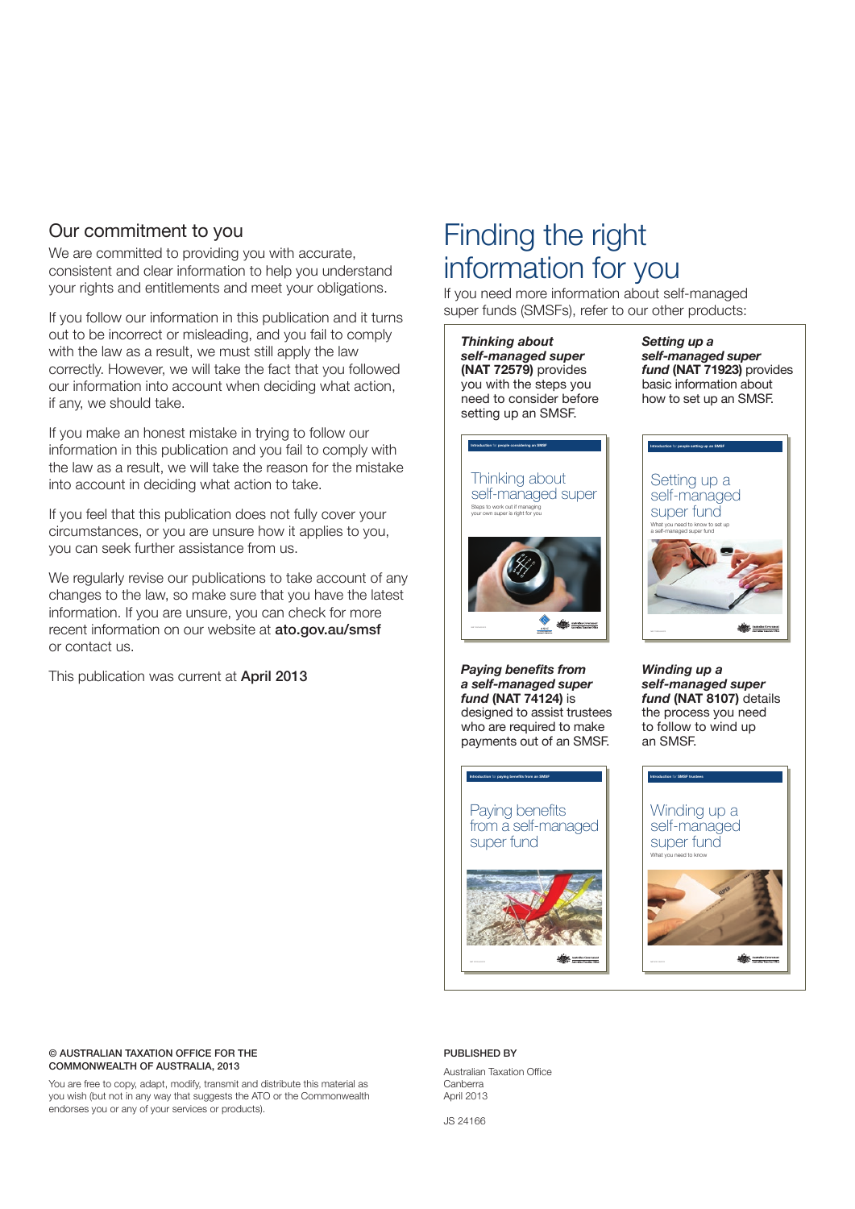## Our commitment to you

We are committed to providing you with accurate, consistent and clear information to help you understand your rights and entitlements and meet your obligations.

If you follow our information in this publication and it turns out to be incorrect or misleading, and you fail to comply with the law as a result, we must still apply the law correctly. However, we will take the fact that you followed our information into account when deciding what action, if any, we should take.

If you make an honest mistake in trying to follow our information in this publication and you fail to comply with the law as a result, we will take the reason for the mistake into account in deciding what action to take.

If you feel that this publication does not fully cover your circumstances, or you are unsure how it applies to you, you can seek further assistance from us.

We regularly revise our publications to take account of any changes to the law, so make sure that you have the latest information. If you are unsure, you can check for more recent information on our website at **ato.gov.au/smsf** or contact us.

This publication was current at **April 2013**

# Finding the right information for you

If you need more information about self-managed super funds (SMSFs), refer to our other products:

***Thinking about self-managed super* (NAT 72579)** provides you with the steps you need to consider before setting up an SMSF.

***Setting up a self-managed super fund* (NAT 71923)** provides basic information about how to set up an SMSF.

***Paying benefits from a self-managed super fund* (NAT 74124)** is designed to assist trustees who are required to make payments out of an SMSF.

***Winding up a self-managed super fund* (NAT 8107)** details the process you need to follow to wind up an SMSF.

© AUSTRALIAN TAXATION OFFICE FOR THE COMMONWEALTH OF AUSTRALIA, 2013

You are free to copy, adapt, modify, transmit and distribute this material as you wish (but not in any way that suggests the ATO or the Commonwealth endorses you or any of your services or products).

PUBLISHED BY

Australian Taxation Office
Canberra
April 2013

JS 24166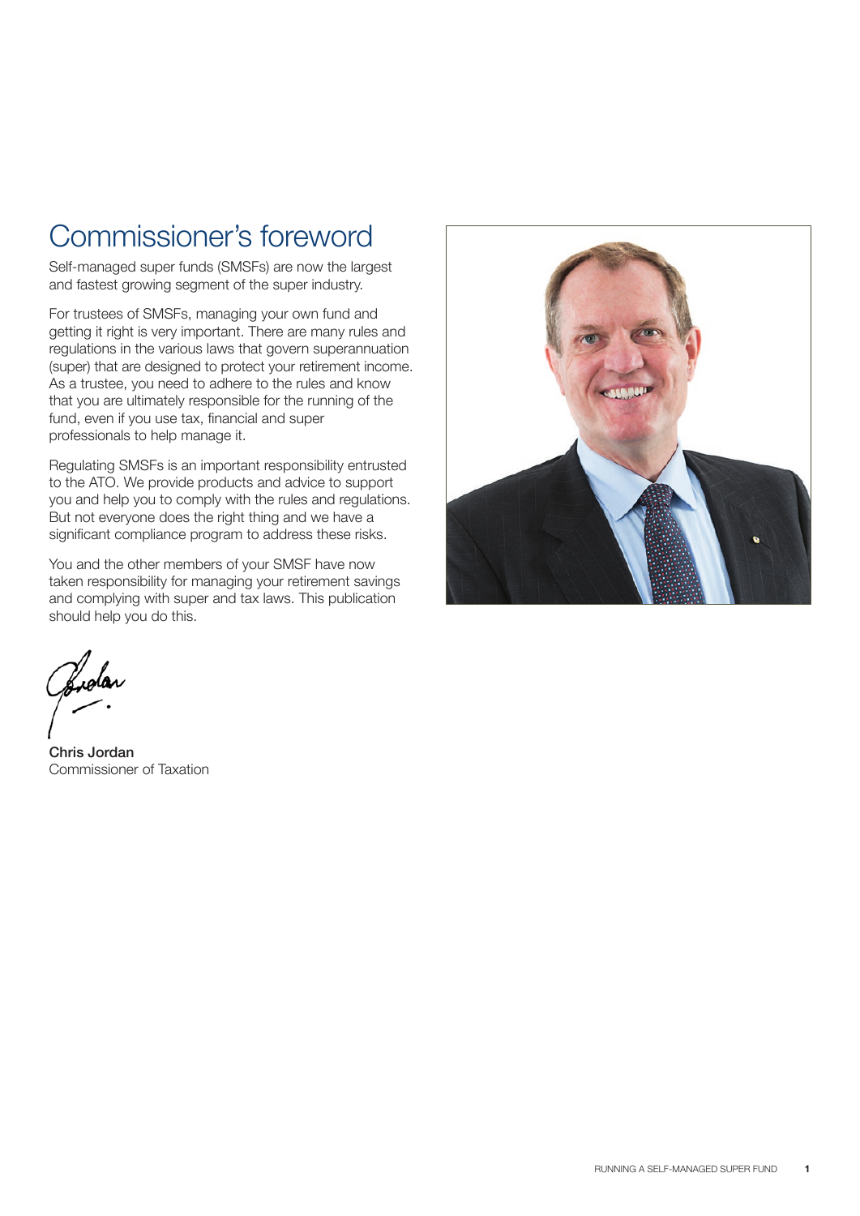# Commissioner's foreword

Self-managed super funds (SMSFs) are now the largest and fastest growing segment of the super industry.

For trustees of SMSFs, managing your own fund and getting it right is very important. There are many rules and regulations in the various laws that govern superannuation (super) that are designed to protect your retirement income. As a trustee, you need to adhere to the rules and know that you are ultimately responsible for the running of the fund, even if you use tax, financial and super professionals to help manage it.

Regulating SMSFs is an important responsibility entrusted to the ATO. We provide products and advice to support you and help you to comply with the rules and regulations. But not everyone does the right thing and we have a significant compliance program to address these risks.

You and the other members of your SMSF have now taken responsibility for managing your retirement savings and complying with super and tax laws. This publication should help you do this.

**Chris Jordan**
Commissioner of Taxation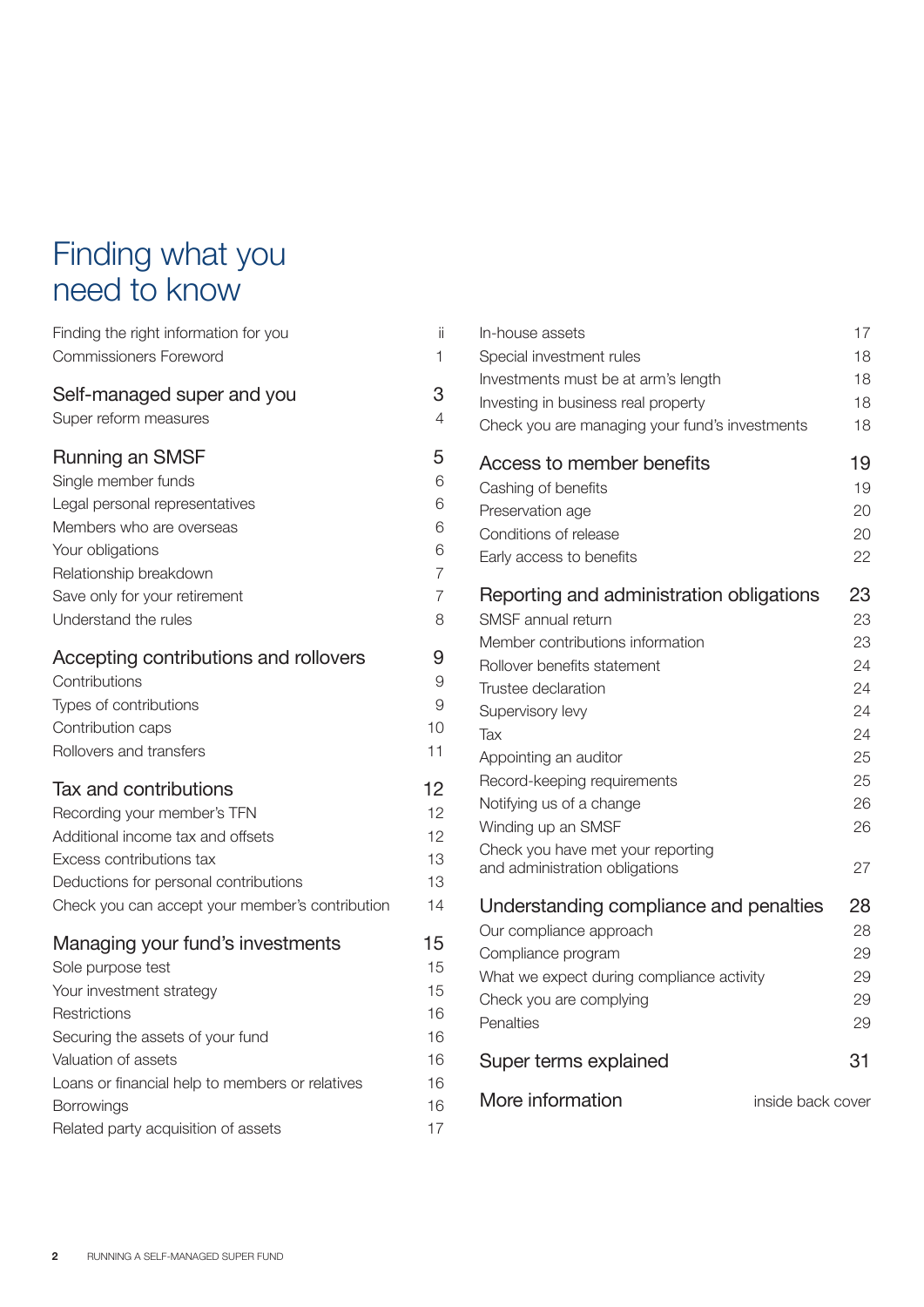# Finding what you need to know

| | |
|---|---|
| Finding the right information for you | ii |
| Commissioners Foreword | 1 |
| **Self-managed super and you** | **3** |
| Super reform measures | 4 |
| **Running an SMSF** | **5** |
| Single member funds | 6 |
| Legal personal representatives | 6 |
| Members who are overseas | 6 |
| Your obligations | 6 |
| Relationship breakdown | 7 |
| Save only for your retirement | 7 |
| Understand the rules | 8 |
| **Accepting contributions and rollovers** | **9** |
| Contributions | 9 |
| Types of contributions | 9 |
| Contribution caps | 10 |
| Rollovers and transfers | 11 |
| **Tax and contributions** | **12** |
| Recording your member's TFN | 12 |
| Additional income tax and offsets | 12 |
| Excess contributions tax | 13 |
| Deductions for personal contributions | 13 |
| Check you can accept your member's contribution | 14 |
| **Managing your fund's investments** | **15** |
| Sole purpose test | 15 |
| Your investment strategy | 15 |
| Restrictions | 16 |
| Securing the assets of your fund | 16 |
| Valuation of assets | 16 |
| Loans or financial help to members or relatives | 16 |
| Borrowings | 16 |
| Related party acquisition of assets | 17 |
| In-house assets | 17 |
| Special investment rules | 18 |
| Investments must be at arm's length | 18 |
| Investing in business real property | 18 |
| Check you are managing your fund's investments | 18 |
| **Access to member benefits** | **19** |
| Cashing of benefits | 19 |
| Preservation age | 20 |
| Conditions of release | 20 |
| Early access to benefits | 22 |
| **Reporting and administration obligations** | **23** |
| SMSF annual return | 23 |
| Member contributions information | 23 |
| Rollover benefits statement | 24 |
| Trustee declaration | 24 |
| Supervisory levy | 24 |
| Tax | 24 |
| Appointing an auditor | 25 |
| Record-keeping requirements | 25 |
| Notifying us of a change | 26 |
| Winding up an SMSF | 26 |
| Check you have met your reporting and administration obligations | 27 |
| **Understanding compliance and penalties** | **28** |
| Our compliance approach | 28 |
| Compliance program | 29 |
| What we expect during compliance activity | 29 |
| Check you are complying | 29 |
| Penalties | 29 |
| **Super terms explained** | **31** |
| **More information** | inside back cover |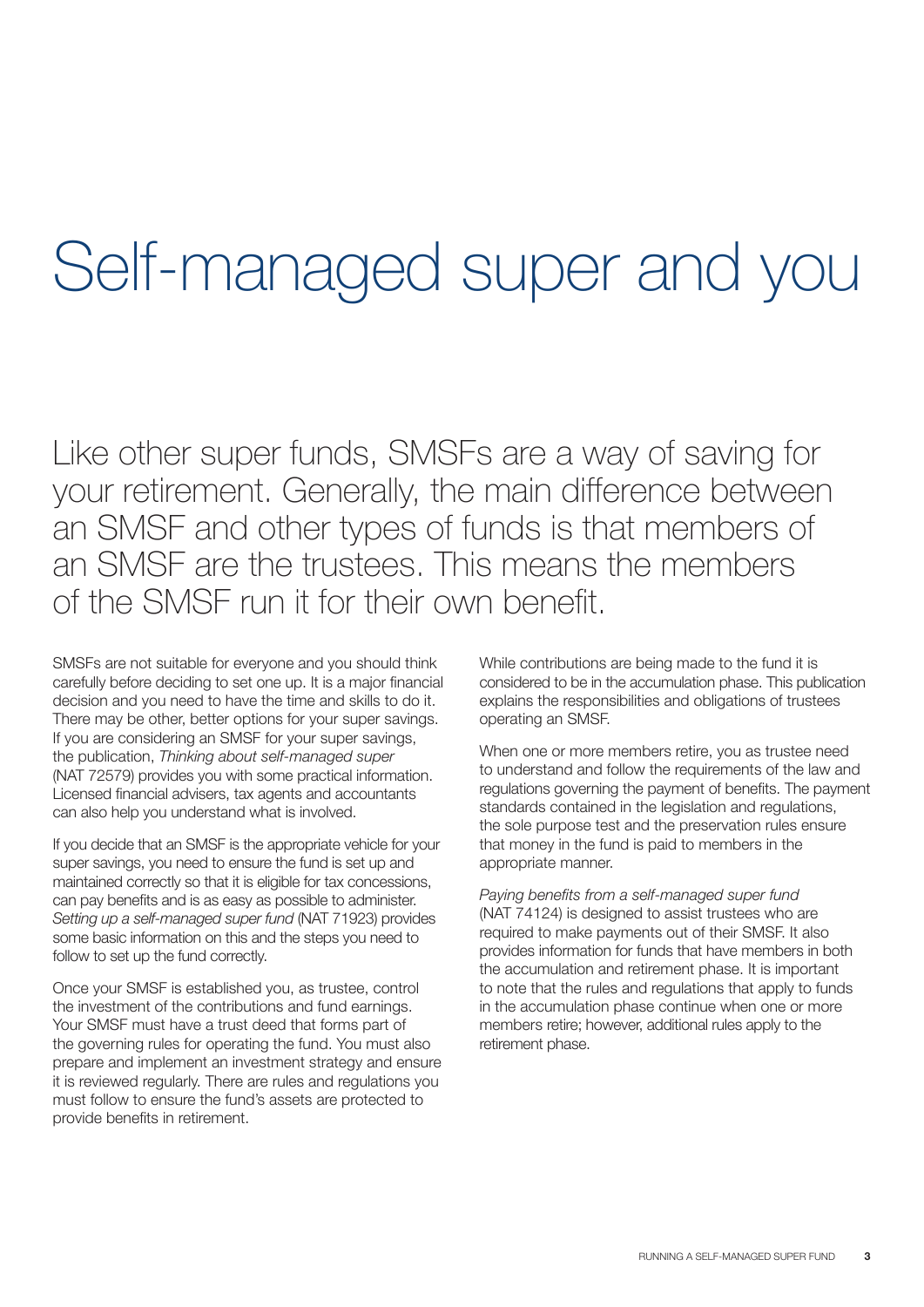# Self-managed super and you

Like other super funds, SMSFs are a way of saving for your retirement. Generally, the main difference between an SMSF and other types of funds is that members of an SMSF are the trustees. This means the members of the SMSF run it for their own benefit.

SMSFs are not suitable for everyone and you should think carefully before deciding to set one up. It is a major financial decision and you need to have the time and skills to do it. There may be other, better options for your super savings. If you are considering an SMSF for your super savings, the publication, *Thinking about self-managed super* (NAT 72579) provides you with some practical information. Licensed financial advisers, tax agents and accountants can also help you understand what is involved.

If you decide that an SMSF is the appropriate vehicle for your super savings, you need to ensure the fund is set up and maintained correctly so that it is eligible for tax concessions, can pay benefits and is as easy as possible to administer. *Setting up a self-managed super fund* (NAT 71923) provides some basic information on this and the steps you need to follow to set up the fund correctly.

Once your SMSF is established you, as trustee, control the investment of the contributions and fund earnings. Your SMSF must have a trust deed that forms part of the governing rules for operating the fund. You must also prepare and implement an investment strategy and ensure it is reviewed regularly. There are rules and regulations you must follow to ensure the fund's assets are protected to provide benefits in retirement.

While contributions are being made to the fund it is considered to be in the accumulation phase. This publication explains the responsibilities and obligations of trustees operating an SMSF.

When one or more members retire, you as trustee need to understand and follow the requirements of the law and regulations governing the payment of benefits. The payment standards contained in the legislation and regulations, the sole purpose test and the preservation rules ensure that money in the fund is paid to members in the appropriate manner.

*Paying benefits from a self-managed super fund* (NAT 74124) is designed to assist trustees who are required to make payments out of their SMSF. It also provides information for funds that have members in both the accumulation and retirement phase. It is important to note that the rules and regulations that apply to funds in the accumulation phase continue when one or more members retire; however, additional rules apply to the retirement phase.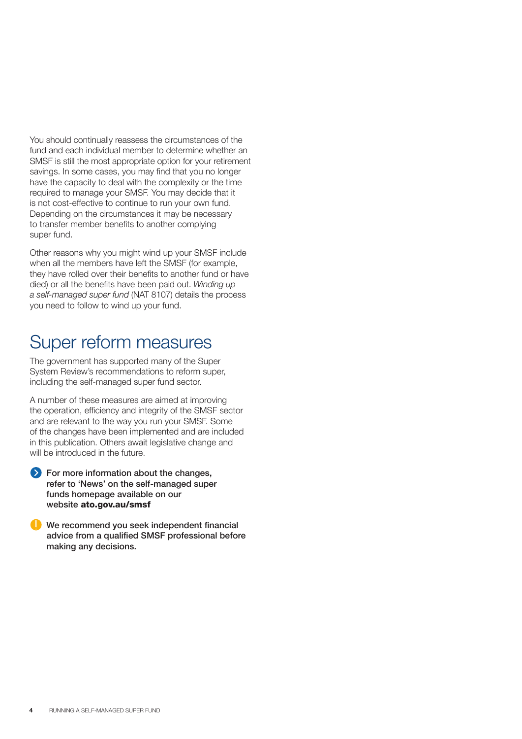You should continually reassess the circumstances of the fund and each individual member to determine whether an SMSF is still the most appropriate option for your retirement savings. In some cases, you may find that you no longer have the capacity to deal with the complexity or the time required to manage your SMSF. You may decide that it is not cost-effective to continue to run your own fund. Depending on the circumstances it may be necessary to transfer member benefits to another complying super fund.

Other reasons why you might wind up your SMSF include when all the members have left the SMSF (for example, they have rolled over their benefits to another fund or have died) or all the benefits have been paid out. *Winding up a self-managed super fund* (NAT 8107) details the process you need to follow to wind up your fund.

## Super reform measures

The government has supported many of the Super System Review's recommendations to reform super, including the self-managed super fund sector.

A number of these measures are aimed at improving the operation, efficiency and integrity of the SMSF sector and are relevant to the way you run your SMSF. Some of the changes have been implemented and are included in this publication. Others await legislative change and will be introduced in the future.

**For more information about the changes, refer to 'News' on the self-managed super funds homepage available on our website ato.gov.au/smsf**

**We recommend you seek independent financial advice from a qualified SMSF professional before making any decisions.**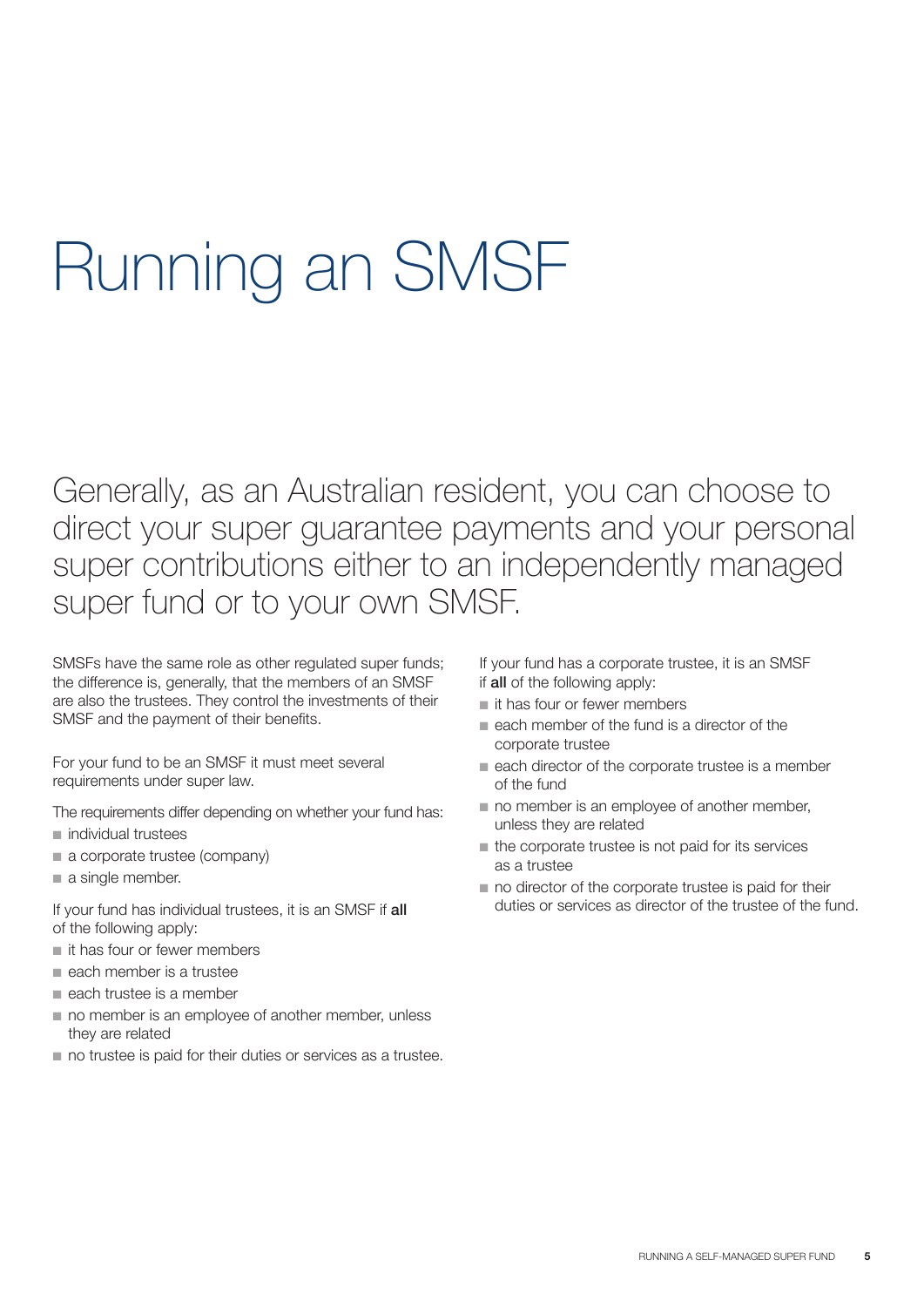# Running an SMSF

Generally, as an Australian resident, you can choose to direct your super guarantee payments and your personal super contributions either to an independently managed super fund or to your own SMSF.

SMSFs have the same role as other regulated super funds; the difference is, generally, that the members of an SMSF are also the trustees. They control the investments of their SMSF and the payment of their benefits.

For your fund to be an SMSF it must meet several requirements under super law.

The requirements differ depending on whether your fund has:

- individual trustees
- a corporate trustee (company)
- a single member.

If your fund has individual trustees, it is an SMSF if **all** of the following apply:

- it has four or fewer members
- each member is a trustee
- each trustee is a member
- no member is an employee of another member, unless they are related
- no trustee is paid for their duties or services as a trustee.

If your fund has a corporate trustee, it is an SMSF if **all** of the following apply:

- it has four or fewer members
- each member of the fund is a director of the corporate trustee
- each director of the corporate trustee is a member of the fund
- no member is an employee of another member, unless they are related
- the corporate trustee is not paid for its services as a trustee
- no director of the corporate trustee is paid for their duties or services as director of the trustee of the fund.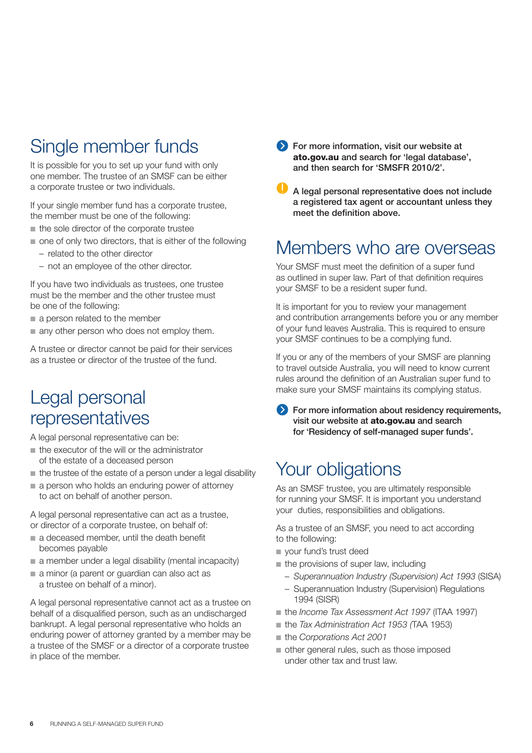## Single member funds

It is possible for you to set up your fund with only one member. The trustee of an SMSF can be either a corporate trustee or two individuals.

If your single member fund has a corporate trustee, the member must be one of the following:

- the sole director of the corporate trustee
- one of only two directors, that is either of the following
  - related to the other director
  - not an employee of the other director.

If you have two individuals as trustees, one trustee must be the member and the other trustee must be one of the following:

- a person related to the member
- any other person who does not employ them.

A trustee or director cannot be paid for their services as a trustee or director of the trustee of the fund.

## Legal personal representatives

A legal personal representative can be:

- the executor of the will or the administrator of the estate of a deceased person
- the trustee of the estate of a person under a legal disability
- a person who holds an enduring power of attorney to act on behalf of another person.

A legal personal representative can act as a trustee, or director of a corporate trustee, on behalf of:

- a deceased member, until the death benefit becomes payable
- a member under a legal disability (mental incapacity)
- a minor (a parent or guardian can also act as a trustee on behalf of a minor).

A legal personal representative cannot act as a trustee on behalf of a disqualified person, such as an undischarged bankrupt. A legal personal representative who holds an enduring power of attorney granted by a member may be a trustee of the SMSF or a director of a corporate trustee in place of the member.

**For more information, visit our website at ato.gov.au and search for 'legal database', and then search for 'SMSFR 2010/2'.**

**A legal personal representative does not include a registered tax agent or accountant unless they meet the definition above.**

## Members who are overseas

Your SMSF must meet the definition of a super fund as outlined in super law. Part of that definition requires your SMSF to be a resident super fund.

It is important for you to review your management and contribution arrangements before you or any member of your fund leaves Australia. This is required to ensure your SMSF continues to be a complying fund.

If you or any of the members of your SMSF are planning to travel outside Australia, you will need to know current rules around the definition of an Australian super fund to make sure your SMSF maintains its complying status.

**For more information about residency requirements, visit our website at ato.gov.au and search for 'Residency of self-managed super funds'.**

## Your obligations

As an SMSF trustee, you are ultimately responsible for running your SMSF. It is important you understand your duties, responsibilities and obligations.

As a trustee of an SMSF, you need to act according to the following:

- your fund's trust deed
- the provisions of super law, including
  - *Superannuation Industry (Supervision) Act 1993* (SISA)
  - Superannuation Industry (Supervision) Regulations 1994 (SISR)
- the *Income Tax Assessment Act 1997* (ITAA 1997)
- the *Tax Administration Act 1953* (TAA 1953)
- the *Corporations Act 2001*
- other general rules, such as those imposed under other tax and trust law.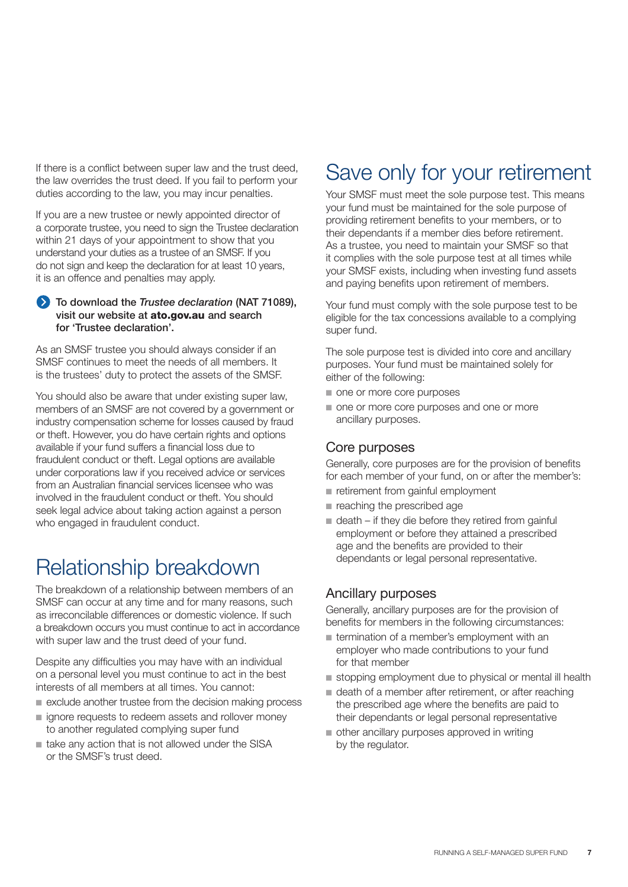If there is a conflict between super law and the trust deed, the law overrides the trust deed. If you fail to perform your duties according to the law, you may incur penalties.

If you are a new trustee or newly appointed director of a corporate trustee, you need to sign the Trustee declaration within 21 days of your appointment to show that you understand your duties as a trustee of an SMSF. If you do not sign and keep the declaration for at least 10 years, it is an offence and penalties may apply.

**To download the *Trustee declaration* (NAT 71089), visit our website at ato.gov.au and search for 'Trustee declaration'.**

As an SMSF trustee you should always consider if an SMSF continues to meet the needs of all members. It is the trustees' duty to protect the assets of the SMSF.

You should also be aware that under existing super law, members of an SMSF are not covered by a government or industry compensation scheme for losses caused by fraud or theft. However, you do have certain rights and options available if your fund suffers a financial loss due to fraudulent conduct or theft. Legal options are available under corporations law if you received advice or services from an Australian financial services licensee who was involved in the fraudulent conduct or theft. You should seek legal advice about taking action against a person who engaged in fraudulent conduct.

# Relationship breakdown

The breakdown of a relationship between members of an SMSF can occur at any time and for many reasons, such as irreconcilable differences or domestic violence. If such a breakdown occurs you must continue to act in accordance with super law and the trust deed of your fund.

Despite any difficulties you may have with an individual on a personal level you must continue to act in the best interests of all members at all times. You cannot:

- exclude another trustee from the decision making process
- ignore requests to redeem assets and rollover money to another regulated complying super fund
- take any action that is not allowed under the SISA or the SMSF's trust deed.

# Save only for your retirement

Your SMSF must meet the sole purpose test. This means your fund must be maintained for the sole purpose of providing retirement benefits to your members, or to their dependants if a member dies before retirement. As a trustee, you need to maintain your SMSF so that it complies with the sole purpose test at all times while your SMSF exists, including when investing fund assets and paying benefits upon retirement of members.

Your fund must comply with the sole purpose test to be eligible for the tax concessions available to a complying super fund.

The sole purpose test is divided into core and ancillary purposes. Your fund must be maintained solely for either of the following:

- one or more core purposes
- one or more core purposes and one or more ancillary purposes.

## Core purposes

Generally, core purposes are for the provision of benefits for each member of your fund, on or after the member's:

- retirement from gainful employment
- reaching the prescribed age
- death – if they die before they retired from gainful employment or before they attained a prescribed age and the benefits are provided to their dependants or legal personal representative.

## Ancillary purposes

Generally, ancillary purposes are for the provision of benefits for members in the following circumstances:

- termination of a member's employment with an employer who made contributions to your fund for that member
- stopping employment due to physical or mental ill health
- death of a member after retirement, or after reaching the prescribed age where the benefits are paid to their dependants or legal personal representative
- other ancillary purposes approved in writing by the regulator.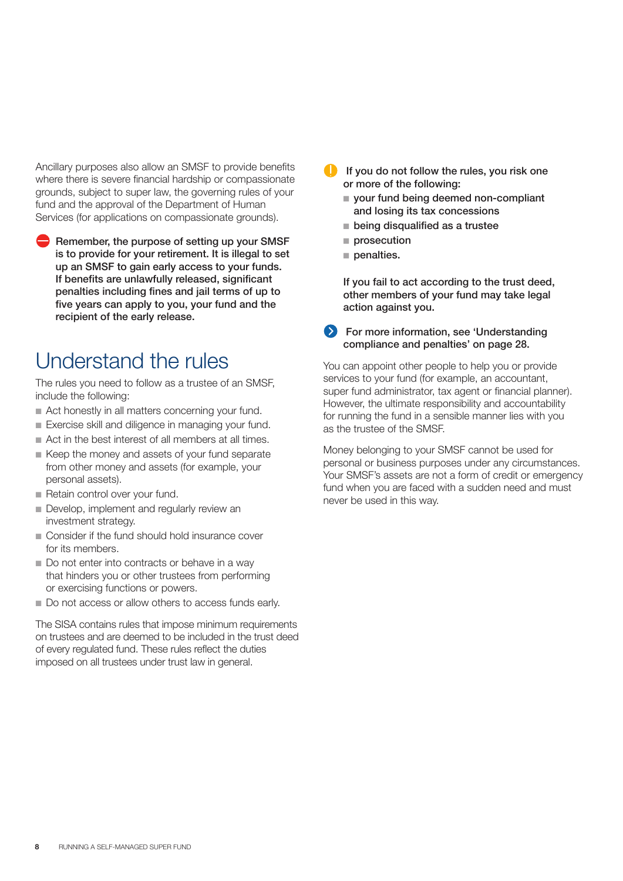Ancillary purposes also allow an SMSF to provide benefits where there is severe financial hardship or compassionate grounds, subject to super law, the governing rules of your fund and the approval of the Department of Human Services (for applications on compassionate grounds).

**Remember, the purpose of setting up your SMSF is to provide for your retirement. It is illegal to set up an SMSF to gain early access to your funds. If benefits are unlawfully released, significant penalties including fines and jail terms of up to five years can apply to you, your fund and the recipient of the early release.**

# Understand the rules

The rules you need to follow as a trustee of an SMSF, include the following:

- Act honestly in all matters concerning your fund.
- Exercise skill and diligence in managing your fund.
- Act in the best interest of all members at all times.
- Keep the money and assets of your fund separate from other money and assets (for example, your personal assets).
- Retain control over your fund.
- Develop, implement and regularly review an investment strategy.
- Consider if the fund should hold insurance cover for its members.
- Do not enter into contracts or behave in a way that hinders you or other trustees from performing or exercising functions or powers.
- Do not access or allow others to access funds early.

The SISA contains rules that impose minimum requirements on trustees and are deemed to be included in the trust deed of every regulated fund. These rules reflect the duties imposed on all trustees under trust law in general.

**If you do not follow the rules, you risk one or more of the following:**

- **your fund being deemed non-compliant and losing its tax concessions**
- **being disqualified as a trustee**
- **prosecution**
- **penalties.**

**If you fail to act according to the trust deed, other members of your fund may take legal action against you.**

**For more information, see 'Understanding compliance and penalties' on page 28.**

You can appoint other people to help you or provide services to your fund (for example, an accountant, super fund administrator, tax agent or financial planner). However, the ultimate responsibility and accountability for running the fund in a sensible manner lies with you as the trustee of the SMSF.

Money belonging to your SMSF cannot be used for personal or business purposes under any circumstances. Your SMSF's assets are not a form of credit or emergency fund when you are faced with a sudden need and must never be used in this way.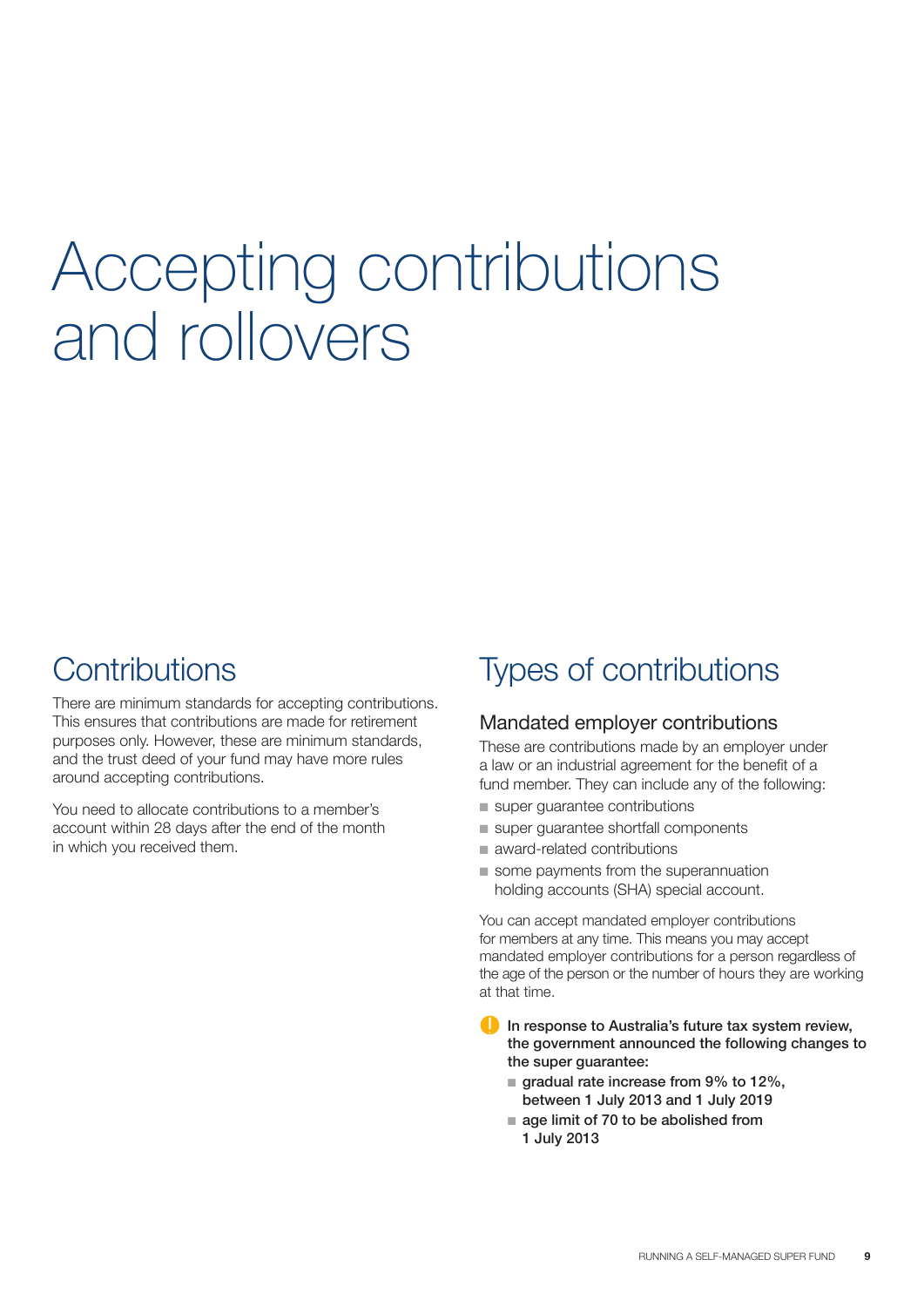# Accepting contributions and rollovers

## Contributions

There are minimum standards for accepting contributions. This ensures that contributions are made for retirement purposes only. However, these are minimum standards, and the trust deed of your fund may have more rules around accepting contributions.

You need to allocate contributions to a member's account within 28 days after the end of the month in which you received them.

## Types of contributions

### Mandated employer contributions

These are contributions made by an employer under a law or an industrial agreement for the benefit of a fund member. They can include any of the following:

- super guarantee contributions
- super guarantee shortfall components
- award-related contributions
- some payments from the superannuation holding accounts (SHA) special account.

You can accept mandated employer contributions for members at any time. This means you may accept mandated employer contributions for a person regardless of the age of the person or the number of hours they are working at that time.

**In response to Australia's future tax system review, the government announced the following changes to the super guarantee:**

- **gradual rate increase from 9% to 12%, between 1 July 2013 and 1 July 2019**
- **age limit of 70 to be abolished from 1 July 2013**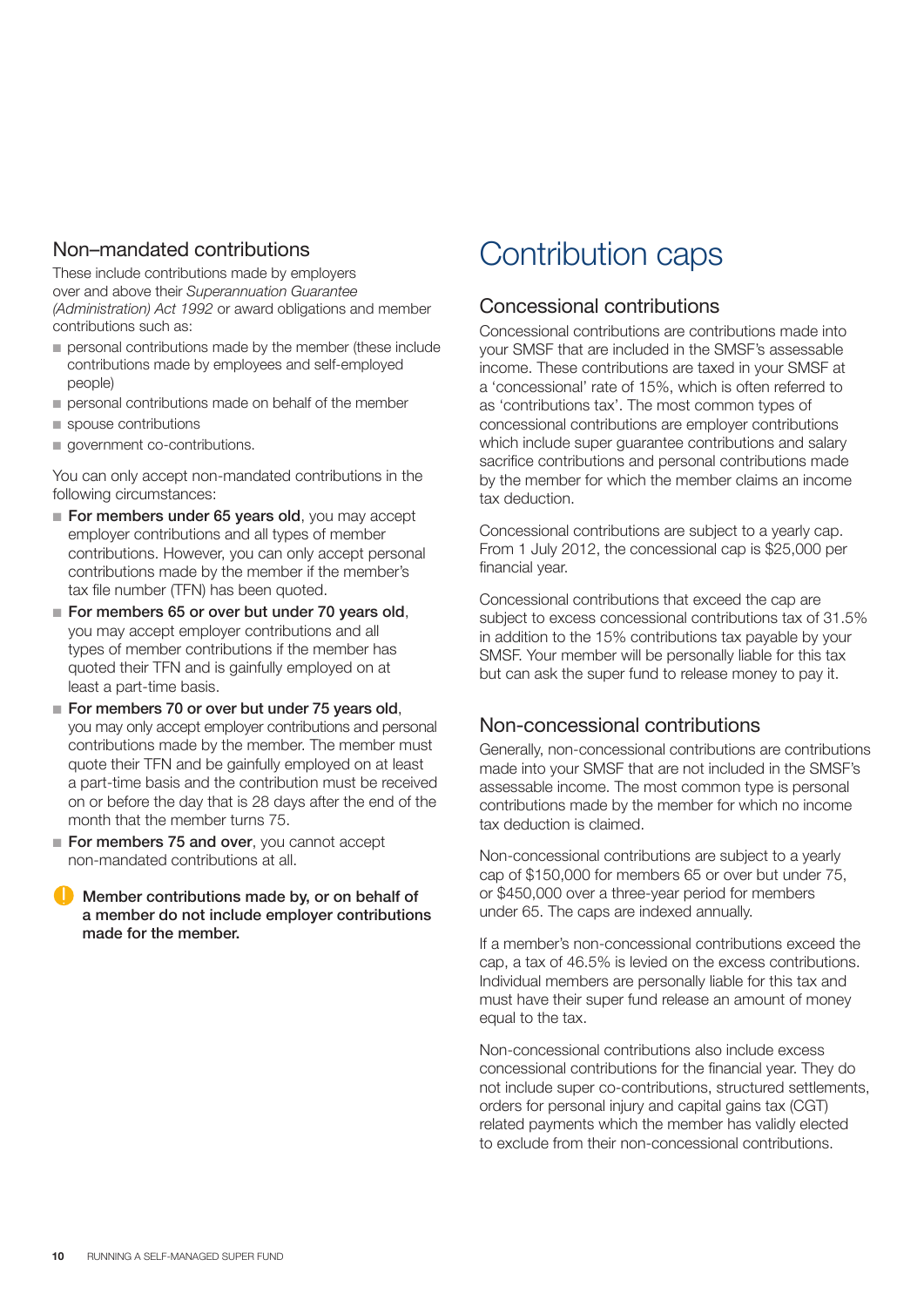## Non–mandated contributions

These include contributions made by employers over and above their *Superannuation Guarantee (Administration) Act 1992* or award obligations and member contributions such as:

- personal contributions made by the member (these include contributions made by employees and self-employed people)
- personal contributions made on behalf of the member
- spouse contributions
- government co-contributions.

You can only accept non-mandated contributions in the following circumstances:

- **For members under 65 years old**, you may accept employer contributions and all types of member contributions. However, you can only accept personal contributions made by the member if the member's tax file number (TFN) has been quoted.
- **For members 65 or over but under 70 years old**, you may accept employer contributions and all types of member contributions if the member has quoted their TFN and is gainfully employed on at least a part-time basis.
- **For members 70 or over but under 75 years old**, you may only accept employer contributions and personal contributions made by the member. The member must quote their TFN and be gainfully employed on at least a part-time basis and the contribution must be received on or before the day that is 28 days after the end of the month that the member turns 75.
- **For members 75 and over**, you cannot accept non-mandated contributions at all.

**Member contributions made by, or on behalf of a member do not include employer contributions made for the member.**

# Contribution caps

## Concessional contributions

Concessional contributions are contributions made into your SMSF that are included in the SMSF's assessable income. These contributions are taxed in your SMSF at a 'concessional' rate of 15%, which is often referred to as 'contributions tax'. The most common types of concessional contributions are employer contributions which include super guarantee contributions and salary sacrifice contributions and personal contributions made by the member for which the member claims an income tax deduction.

Concessional contributions are subject to a yearly cap. From 1 July 2012, the concessional cap is $25,000 per financial year.

Concessional contributions that exceed the cap are subject to excess concessional contributions tax of 31.5% in addition to the 15% contributions tax payable by your SMSF. Your member will be personally liable for this tax but can ask the super fund to release money to pay it.

## Non-concessional contributions

Generally, non-concessional contributions are contributions made into your SMSF that are not included in the SMSF's assessable income. The most common type is personal contributions made by the member for which no income tax deduction is claimed.

Non-concessional contributions are subject to a yearly cap of $150,000 for members 65 or over but under 75, or $450,000 over a three-year period for members under 65. The caps are indexed annually.

If a member's non-concessional contributions exceed the cap, a tax of 46.5% is levied on the excess contributions. Individual members are personally liable for this tax and must have their super fund release an amount of money equal to the tax.

Non-concessional contributions also include excess concessional contributions for the financial year. They do not include super co-contributions, structured settlements, orders for personal injury and capital gains tax (CGT) related payments which the member has validly elected to exclude from their non-concessional contributions.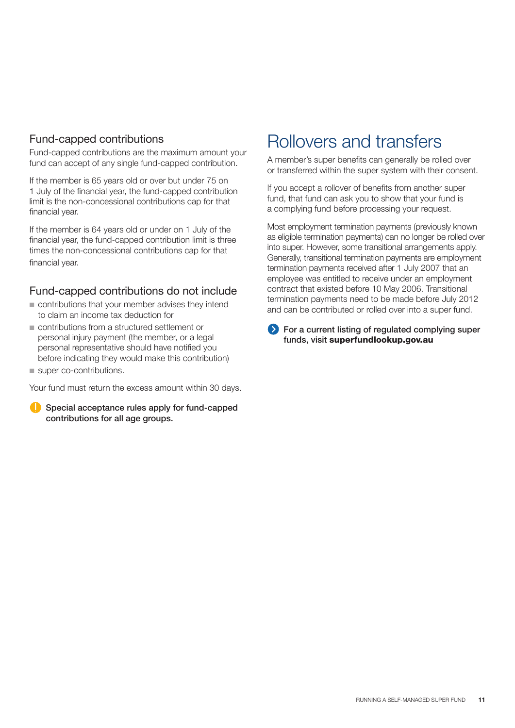## Fund-capped contributions

Fund-capped contributions are the maximum amount your fund can accept of any single fund-capped contribution.

If the member is 65 years old or over but under 75 on 1 July of the financial year, the fund-capped contribution limit is the non-concessional contributions cap for that financial year.

If the member is 64 years old or under on 1 July of the financial year, the fund-capped contribution limit is three times the non-concessional contributions cap for that financial year.

## Fund-capped contributions do not include

- contributions that your member advises they intend to claim an income tax deduction for
- contributions from a structured settlement or personal injury payment (the member, or a legal personal representative should have notified you before indicating they would make this contribution)
- super co-contributions.

Your fund must return the excess amount within 30 days.

**Special acceptance rules apply for fund-capped contributions for all age groups.**

# Rollovers and transfers

A member's super benefits can generally be rolled over or transferred within the super system with their consent.

If you accept a rollover of benefits from another super fund, that fund can ask you to show that your fund is a complying fund before processing your request.

Most employment termination payments (previously known as eligible termination payments) can no longer be rolled over into super. However, some transitional arrangements apply. Generally, transitional termination payments are employment termination payments received after 1 July 2007 that an employee was entitled to receive under an employment contract that existed before 10 May 2006. Transitional termination payments need to be made before July 2012 and can be contributed or rolled over into a super fund.

**For a current listing of regulated complying super funds, visit superfundlookup.gov.au**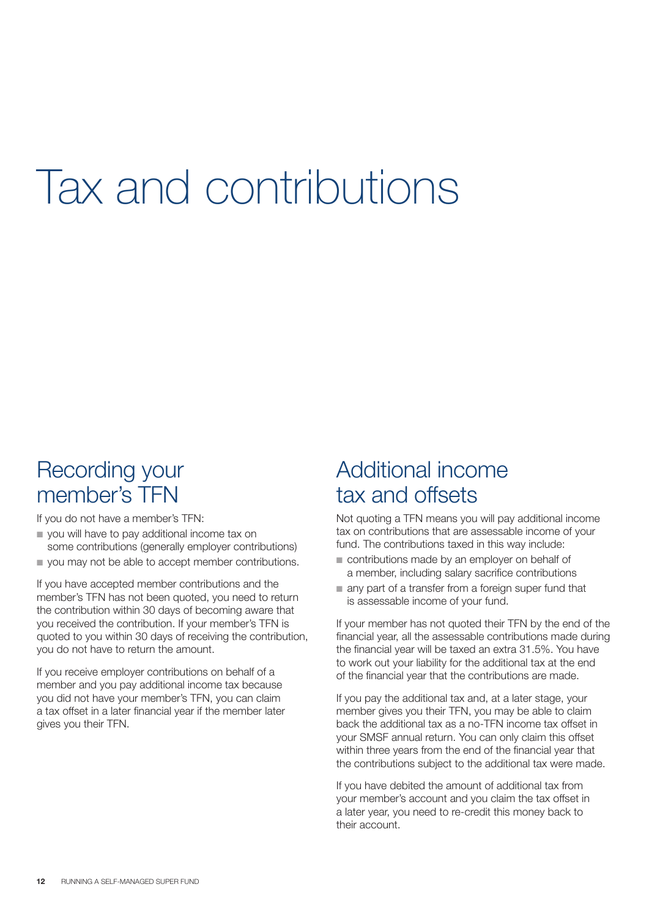# Tax and contributions

## Recording your member's TFN

If you do not have a member's TFN:

- you will have to pay additional income tax on some contributions (generally employer contributions)
- you may not be able to accept member contributions.

If you have accepted member contributions and the member's TFN has not been quoted, you need to return the contribution within 30 days of becoming aware that you received the contribution. If your member's TFN is quoted to you within 30 days of receiving the contribution, you do not have to return the amount.

If you receive employer contributions on behalf of a member and you pay additional income tax because you did not have your member's TFN, you can claim a tax offset in a later financial year if the member later gives you their TFN.

## Additional income tax and offsets

Not quoting a TFN means you will pay additional income tax on contributions that are assessable income of your fund. The contributions taxed in this way include:

- contributions made by an employer on behalf of a member, including salary sacrifice contributions
- any part of a transfer from a foreign super fund that is assessable income of your fund.

If your member has not quoted their TFN by the end of the financial year, all the assessable contributions made during the financial year will be taxed an extra 31.5%. You have to work out your liability for the additional tax at the end of the financial year that the contributions are made.

If you pay the additional tax and, at a later stage, your member gives you their TFN, you may be able to claim back the additional tax as a no-TFN income tax offset in your SMSF annual return. You can only claim this offset within three years from the end of the financial year that the contributions subject to the additional tax were made.

If you have debited the amount of additional tax from your member's account and you claim the tax offset in a later year, you need to re-credit this money back to their account.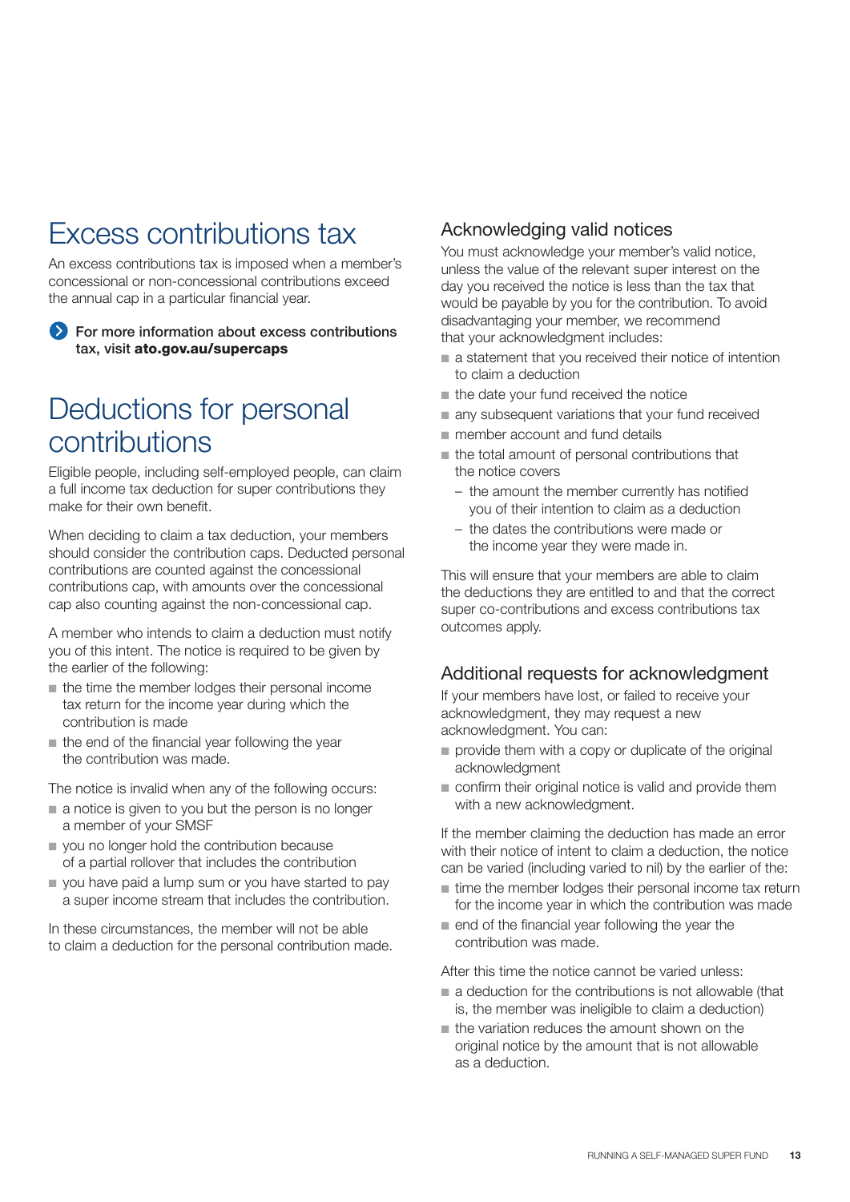# Excess contributions tax

An excess contributions tax is imposed when a member's concessional or non-concessional contributions exceed the annual cap in a particular financial year.

**For more information about excess contributions tax, visit ato.gov.au/supercaps**

# Deductions for personal contributions

Eligible people, including self-employed people, can claim a full income tax deduction for super contributions they make for their own benefit.

When deciding to claim a tax deduction, your members should consider the contribution caps. Deducted personal contributions are counted against the concessional contributions cap, with amounts over the concessional cap also counting against the non-concessional cap.

A member who intends to claim a deduction must notify you of this intent. The notice is required to be given by the earlier of the following:

- the time the member lodges their personal income tax return for the income year during which the contribution is made
- the end of the financial year following the year the contribution was made.

The notice is invalid when any of the following occurs:

- a notice is given to you but the person is no longer a member of your SMSF
- you no longer hold the contribution because of a partial rollover that includes the contribution
- you have paid a lump sum or you have started to pay a super income stream that includes the contribution.

In these circumstances, the member will not be able to claim a deduction for the personal contribution made.

## Acknowledging valid notices

You must acknowledge your member's valid notice, unless the value of the relevant super interest on the day you received the notice is less than the tax that would be payable by you for the contribution. To avoid disadvantaging your member, we recommend that your acknowledgment includes:

- a statement that you received their notice of intention to claim a deduction
- the date your fund received the notice
- any subsequent variations that your fund received
- member account and fund details
- the total amount of personal contributions that the notice covers
  - the amount the member currently has notified you of their intention to claim as a deduction
  - the dates the contributions were made or the income year they were made in.

This will ensure that your members are able to claim the deductions they are entitled to and that the correct super co-contributions and excess contributions tax outcomes apply.

## Additional requests for acknowledgment

If your members have lost, or failed to receive your acknowledgment, they may request a new acknowledgment. You can:

- provide them with a copy or duplicate of the original acknowledgment
- confirm their original notice is valid and provide them with a new acknowledgment.

If the member claiming the deduction has made an error with their notice of intent to claim a deduction, the notice can be varied (including varied to nil) by the earlier of the:

- time the member lodges their personal income tax return for the income year in which the contribution was made
- end of the financial year following the year the contribution was made.

After this time the notice cannot be varied unless:

- a deduction for the contributions is not allowable (that is, the member was ineligible to claim a deduction)
- the variation reduces the amount shown on the original notice by the amount that is not allowable as a deduction.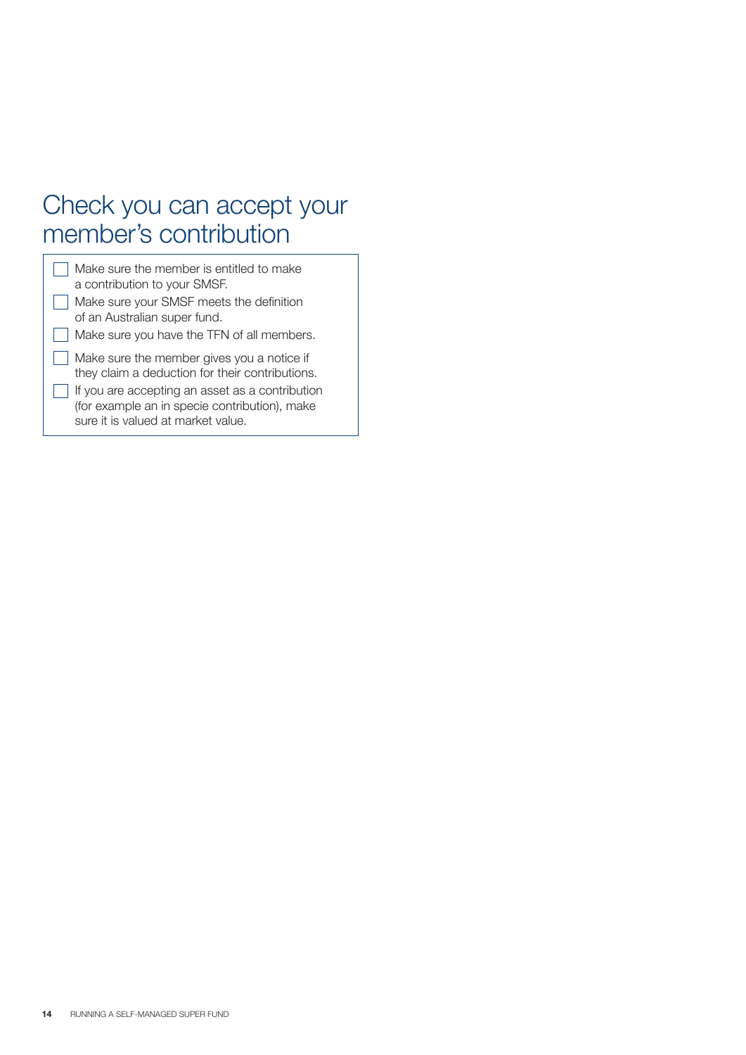## Check you can accept your member's contribution

- [ ] Make sure the member is entitled to make a contribution to your SMSF.
- [ ] Make sure your SMSF meets the definition of an Australian super fund.
- [ ] Make sure you have the TFN of all members.
- [ ] Make sure the member gives you a notice if they claim a deduction for their contributions.
- [ ] If you are accepting an asset as a contribution (for example an in specie contribution), make sure it is valued at market value.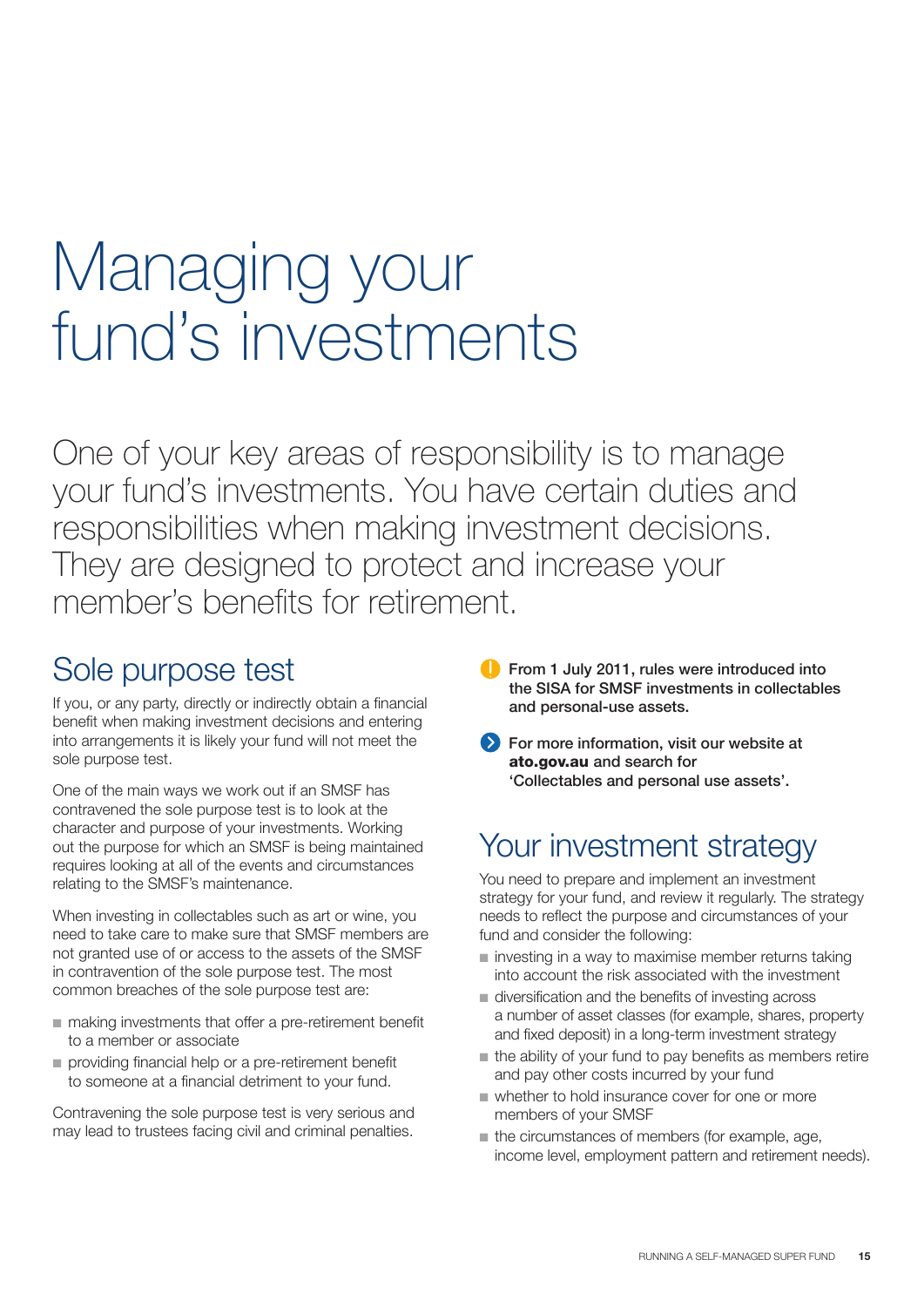# Managing your fund's investments

One of your key areas of responsibility is to manage your fund's investments. You have certain duties and responsibilities when making investment decisions. They are designed to protect and increase your member's benefits for retirement.

## Sole purpose test

If you, or any party, directly or indirectly obtain a financial benefit when making investment decisions and entering into arrangements it is likely your fund will not meet the sole purpose test.

One of the main ways we work out if an SMSF has contravened the sole purpose test is to look at the character and purpose of your investments. Working out the purpose for which an SMSF is being maintained requires looking at all of the events and circumstances relating to the SMSF's maintenance.

When investing in collectables such as art or wine, you need to take care to make sure that SMSF members are not granted use of or access to the assets of the SMSF in contravention of the sole purpose test. The most common breaches of the sole purpose test are:

- making investments that offer a pre-retirement benefit to a member or associate
- providing financial help or a pre-retirement benefit to someone at a financial detriment to your fund.

Contravening the sole purpose test is very serious and may lead to trustees facing civil and criminal penalties.

**From 1 July 2011, rules were introduced into the SISA for SMSF investments in collectables and personal-use assets.**

**For more information, visit our website at ato.gov.au and search for 'Collectables and personal use assets'.**

## Your investment strategy

You need to prepare and implement an investment strategy for your fund, and review it regularly. The strategy needs to reflect the purpose and circumstances of your fund and consider the following:

- investing in a way to maximise member returns taking into account the risk associated with the investment
- diversification and the benefits of investing across a number of asset classes (for example, shares, property and fixed deposit) in a long-term investment strategy
- the ability of your fund to pay benefits as members retire and pay other costs incurred by your fund
- whether to hold insurance cover for one or more members of your SMSF
- the circumstances of members (for example, age, income level, employment pattern and retirement needs).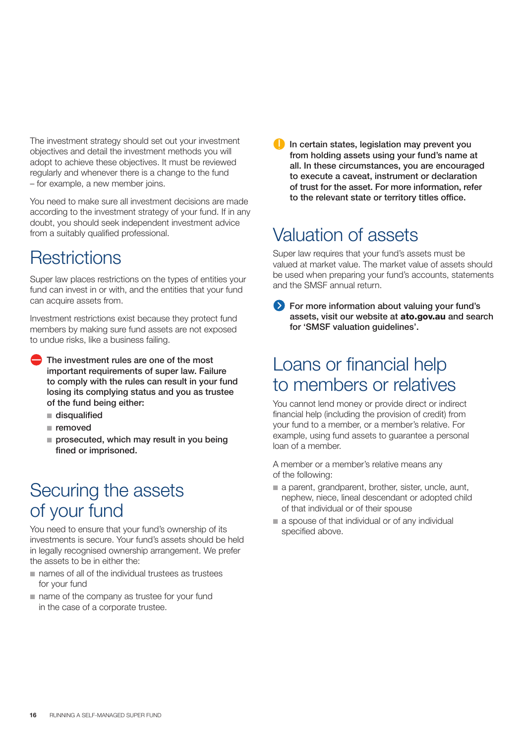The investment strategy should set out your investment objectives and detail the investment methods you will adopt to achieve these objectives. It must be reviewed regularly and whenever there is a change to the fund – for example, a new member joins.

You need to make sure all investment decisions are made according to the investment strategy of your fund. If in any doubt, you should seek independent investment advice from a suitably qualified professional.

## Restrictions

Super law places restrictions on the types of entities your fund can invest in or with, and the entities that your fund can acquire assets from.

Investment restrictions exist because they protect fund members by making sure fund assets are not exposed to undue risks, like a business failing.

**The investment rules are one of the most important requirements of super law. Failure to comply with the rules can result in your fund losing its complying status and you as trustee of the fund being either:**

- **disqualified**
- **removed**
- **prosecuted, which may result in you being fined or imprisoned.**

## Securing the assets of your fund

You need to ensure that your fund's ownership of its investments is secure. Your fund's assets should be held in legally recognised ownership arrangement. We prefer the assets to be in either the:

- names of all of the individual trustees as trustees for your fund
- name of the company as trustee for your fund in the case of a corporate trustee.

**In certain states, legislation may prevent you from holding assets using your fund's name at all. In these circumstances, you are encouraged to execute a caveat, instrument or declaration of trust for the asset. For more information, refer to the relevant state or territory titles office.**

## Valuation of assets

Super law requires that your fund's assets must be valued at market value. The market value of assets should be used when preparing your fund's accounts, statements and the SMSF annual return.

**For more information about valuing your fund's assets, visit our website at ato.gov.au and search for 'SMSF valuation guidelines'.**

## Loans or financial help to members or relatives

You cannot lend money or provide direct or indirect financial help (including the provision of credit) from your fund to a member, or a member's relative. For example, using fund assets to guarantee a personal loan of a member.

A member or a member's relative means any of the following:

- a parent, grandparent, brother, sister, uncle, aunt, nephew, niece, lineal descendant or adopted child of that individual or of their spouse
- a spouse of that individual or of any individual specified above.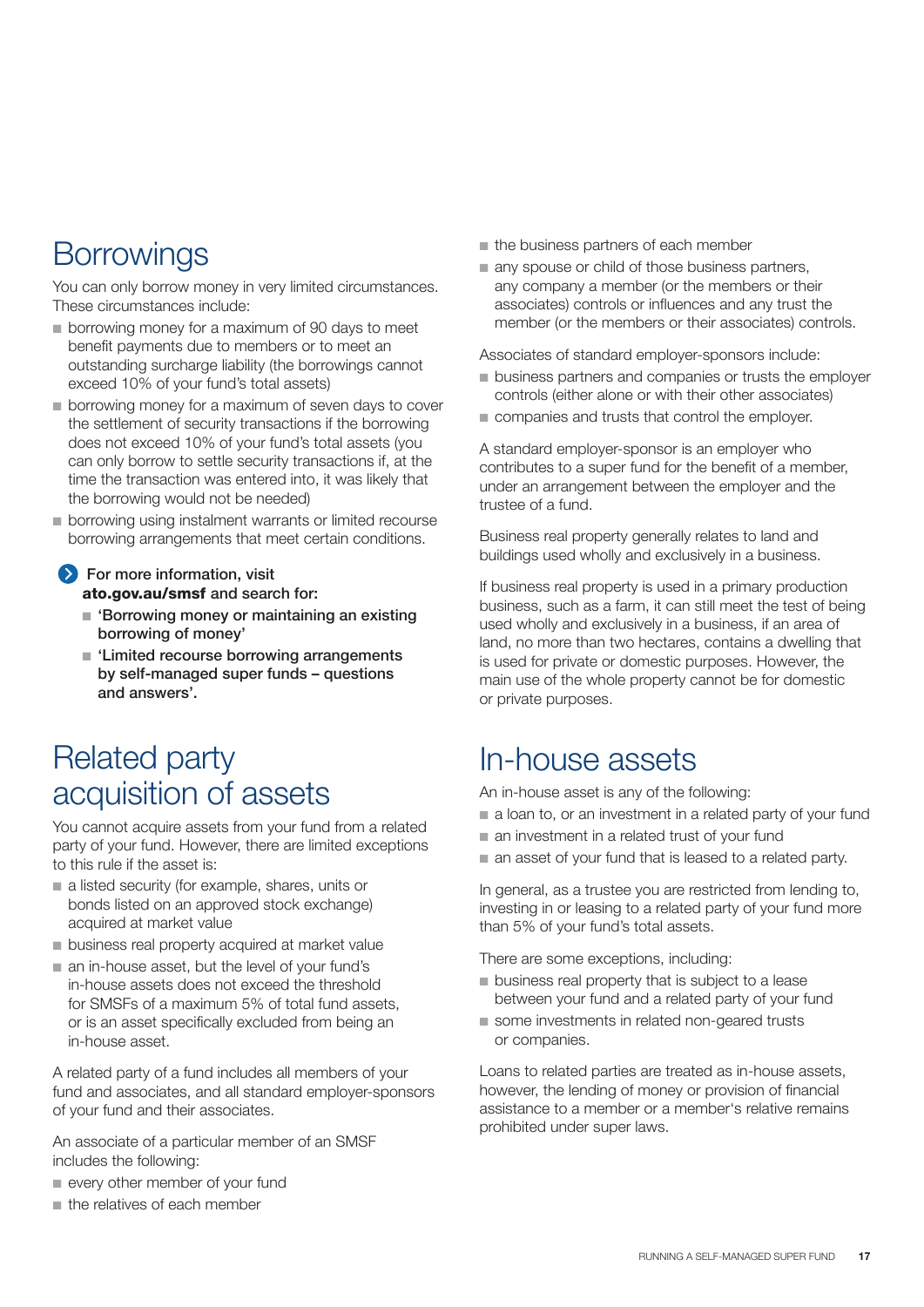## Borrowings

You can only borrow money in very limited circumstances. These circumstances include:

- borrowing money for a maximum of 90 days to meet benefit payments due to members or to meet an outstanding surcharge liability (the borrowings cannot exceed 10% of your fund's total assets)
- borrowing money for a maximum of seven days to cover the settlement of security transactions if the borrowing does not exceed 10% of your fund's total assets (you can only borrow to settle security transactions if, at the time the transaction was entered into, it was likely that the borrowing would not be needed)
- borrowing using instalment warrants or limited recourse borrowing arrangements that meet certain conditions.

**For more information, visit ato.gov.au/smsf and search for:**

- **'Borrowing money or maintaining an existing borrowing of money'**
- **'Limited recourse borrowing arrangements by self-managed super funds – questions and answers'.**

## Related party acquisition of assets

You cannot acquire assets from your fund from a related party of your fund. However, there are limited exceptions to this rule if the asset is:

- a listed security (for example, shares, units or bonds listed on an approved stock exchange) acquired at market value
- business real property acquired at market value
- an in-house asset, but the level of your fund's in-house assets does not exceed the threshold for SMSFs of a maximum 5% of total fund assets, or is an asset specifically excluded from being an in-house asset.

A related party of a fund includes all members of your fund and associates, and all standard employer-sponsors of your fund and their associates.

An associate of a particular member of an SMSF includes the following:

- every other member of your fund
- the relatives of each member
- the business partners of each member
- any spouse or child of those business partners, any company a member (or the members or their associates) controls or influences and any trust the member (or the members or their associates) controls.

Associates of standard employer-sponsors include:

- business partners and companies or trusts the employer controls (either alone or with their other associates)
- companies and trusts that control the employer.

A standard employer-sponsor is an employer who contributes to a super fund for the benefit of a member, under an arrangement between the employer and the trustee of a fund.

Business real property generally relates to land and buildings used wholly and exclusively in a business.

If business real property is used in a primary production business, such as a farm, it can still meet the test of being used wholly and exclusively in a business, if an area of land, no more than two hectares, contains a dwelling that is used for private or domestic purposes. However, the main use of the whole property cannot be for domestic or private purposes.

## In-house assets

An in-house asset is any of the following:

- a loan to, or an investment in a related party of your fund
- an investment in a related trust of your fund
- an asset of your fund that is leased to a related party.

In general, as a trustee you are restricted from lending to, investing in or leasing to a related party of your fund more than 5% of your fund's total assets.

There are some exceptions, including:

- business real property that is subject to a lease between your fund and a related party of your fund
- some investments in related non-geared trusts or companies.

Loans to related parties are treated as in-house assets, however, the lending of money or provision of financial assistance to a member or a member's relative remains prohibited under super laws.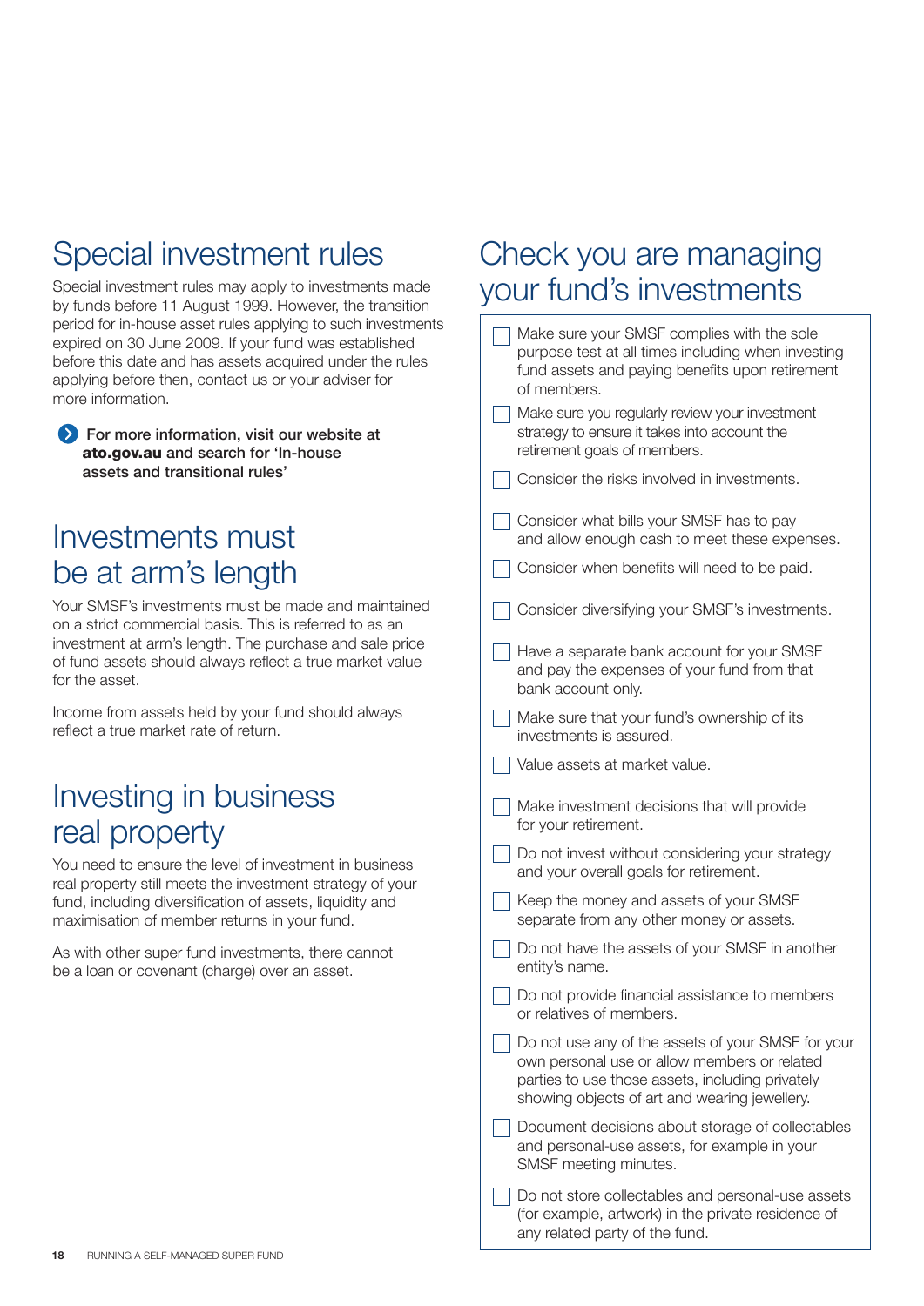## Special investment rules

Special investment rules may apply to investments made by funds before 11 August 1999. However, the transition period for in-house asset rules applying to such investments expired on 30 June 2009. If your fund was established before this date and has assets acquired under the rules applying before then, contact us or your adviser for more information.

**For more information, visit our website at ato.gov.au and search for 'In-house assets and transitional rules'**

## Investments must be at arm's length

Your SMSF's investments must be made and maintained on a strict commercial basis. This is referred to as an investment at arm's length. The purchase and sale price of fund assets should always reflect a true market value for the asset.

Income from assets held by your fund should always reflect a true market rate of return.

## Investing in business real property

You need to ensure the level of investment in business real property still meets the investment strategy of your fund, including diversification of assets, liquidity and maximisation of member returns in your fund.

As with other super fund investments, there cannot be a loan or covenant (charge) over an asset.

## Check you are managing your fund's investments

- [ ] Make sure your SMSF complies with the sole purpose test at all times including when investing fund assets and paying benefits upon retirement of members.
- [ ] Make sure you regularly review your investment strategy to ensure it takes into account the retirement goals of members.
- [ ] Consider the risks involved in investments.
- [ ] Consider what bills your SMSF has to pay and allow enough cash to meet these expenses.
- [ ] Consider when benefits will need to be paid.
- [ ] Consider diversifying your SMSF's investments.
- [ ] Have a separate bank account for your SMSF and pay the expenses of your fund from that bank account only.
- [ ] Make sure that your fund's ownership of its investments is assured.
- [ ] Value assets at market value.
- [ ] Make investment decisions that will provide for your retirement.
- [ ] Do not invest without considering your strategy and your overall goals for retirement.
- [ ] Keep the money and assets of your SMSF separate from any other money or assets.
- [ ] Do not have the assets of your SMSF in another entity's name.
- [ ] Do not provide financial assistance to members or relatives of members.
- [ ] Do not use any of the assets of your SMSF for your own personal use or allow members or related parties to use those assets, including privately showing objects of art and wearing jewellery.
- [ ] Document decisions about storage of collectables and personal-use assets, for example in your SMSF meeting minutes.
- [ ] Do not store collectables and personal-use assets (for example, artwork) in the private residence of any related party of the fund.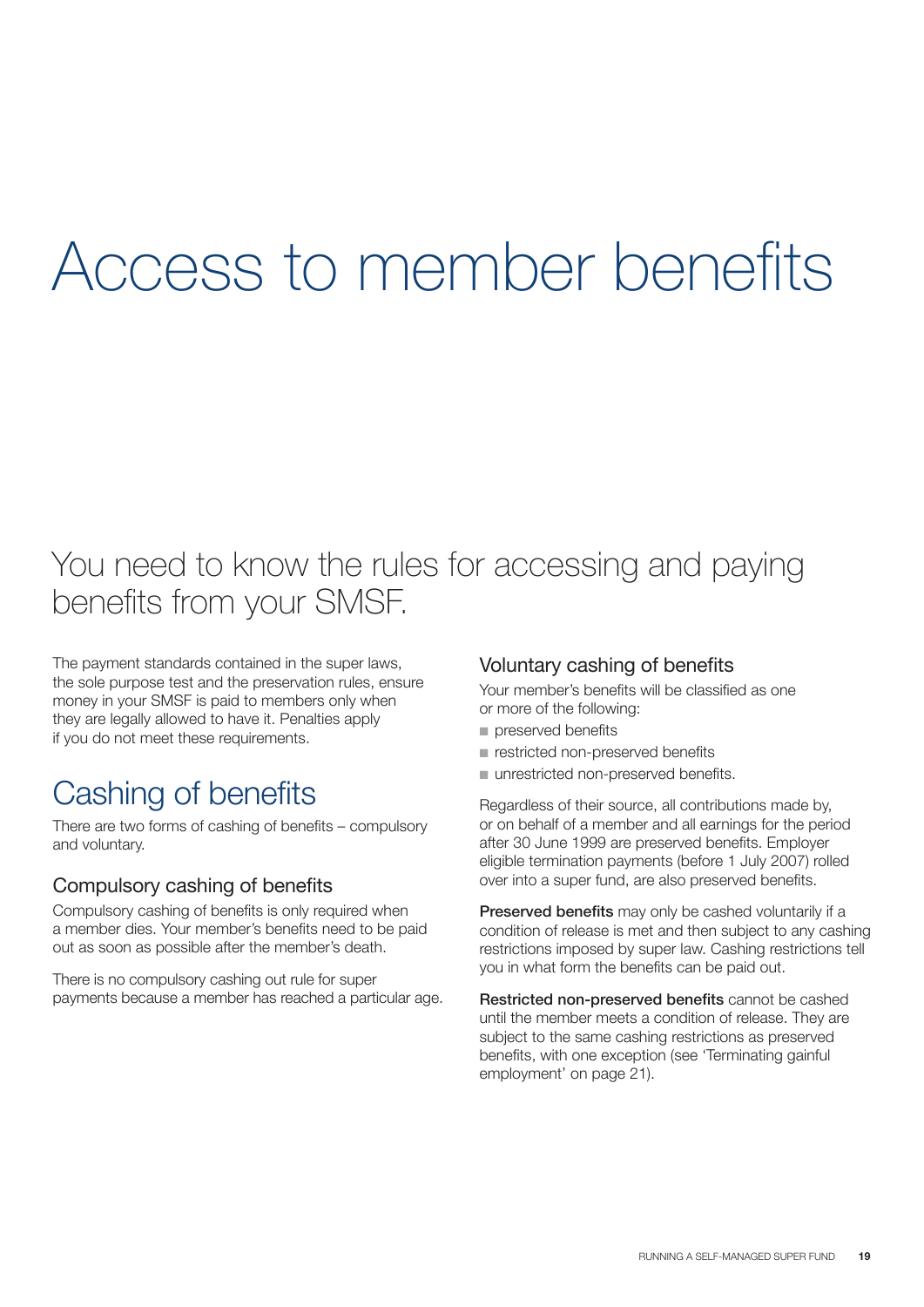# Access to member benefits

## You need to know the rules for accessing and paying benefits from your SMSF.

The payment standards contained in the super laws, the sole purpose test and the preservation rules, ensure money in your SMSF is paid to members only when they are legally allowed to have it. Penalties apply if you do not meet these requirements.

## Cashing of benefits

There are two forms of cashing of benefits – compulsory and voluntary.

### Compulsory cashing of benefits

Compulsory cashing of benefits is only required when a member dies. Your member's benefits need to be paid out as soon as possible after the member's death.

There is no compulsory cashing out rule for super payments because a member has reached a particular age.

### Voluntary cashing of benefits

Your member's benefits will be classified as one or more of the following:

- preserved benefits
- restricted non-preserved benefits
- unrestricted non-preserved benefits.

Regardless of their source, all contributions made by, or on behalf of a member and all earnings for the period after 30 June 1999 are preserved benefits. Employer eligible termination payments (before 1 July 2007) rolled over into a super fund, are also preserved benefits.

**Preserved benefits** may only be cashed voluntarily if a condition of release is met and then subject to any cashing restrictions imposed by super law. Cashing restrictions tell you in what form the benefits can be paid out.

**Restricted non-preserved benefits** cannot be cashed until the member meets a condition of release. They are subject to the same cashing restrictions as preserved benefits, with one exception (see 'Terminating gainful employment' on page 21).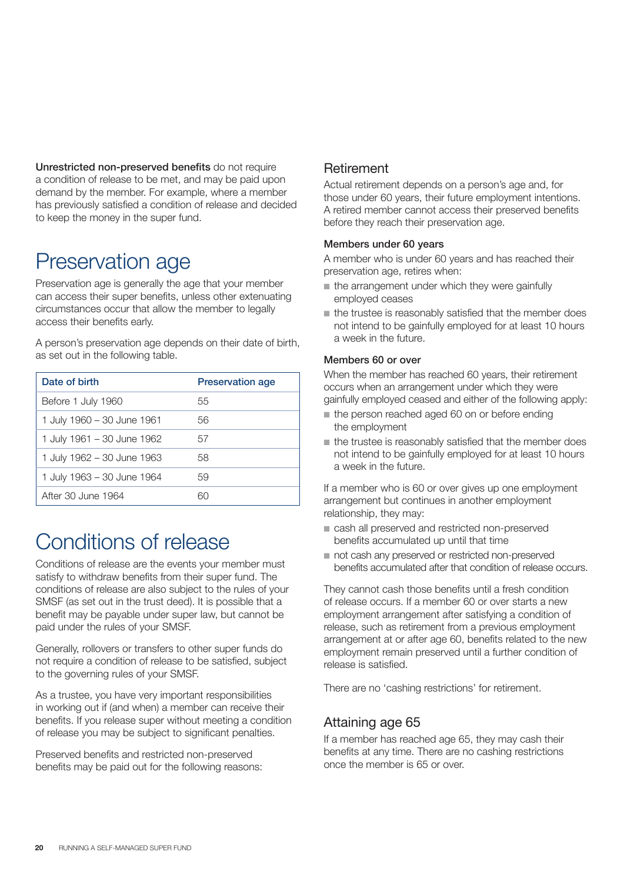**Unrestricted non-preserved benefits** do not require a condition of release to be met, and may be paid upon demand by the member. For example, where a member has previously satisfied a condition of release and decided to keep the money in the super fund.

# Preservation age

Preservation age is generally the age that your member can access their super benefits, unless other extenuating circumstances occur that allow the member to legally access their benefits early.

A person's preservation age depends on their date of birth, as set out in the following table.

| Date of birth | Preservation age |
|---|---|
| Before 1 July 1960 | 55 |
| 1 July 1960 – 30 June 1961 | 56 |
| 1 July 1961 – 30 June 1962 | 57 |
| 1 July 1962 – 30 June 1963 | 58 |
| 1 July 1963 – 30 June 1964 | 59 |
| After 30 June 1964 | 60 |

# Conditions of release

Conditions of release are the events your member must satisfy to withdraw benefits from their super fund. The conditions of release are also subject to the rules of your SMSF (as set out in the trust deed). It is possible that a benefit may be payable under super law, but cannot be paid under the rules of your SMSF.

Generally, rollovers or transfers to other super funds do not require a condition of release to be satisfied, subject to the governing rules of your SMSF.

As a trustee, you have very important responsibilities in working out if (and when) a member can receive their benefits. If you release super without meeting a condition of release you may be subject to significant penalties.

Preserved benefits and restricted non-preserved benefits may be paid out for the following reasons:

## Retirement

Actual retirement depends on a person's age and, for those under 60 years, their future employment intentions. A retired member cannot access their preserved benefits before they reach their preservation age.

### Members under 60 years

A member who is under 60 years and has reached their preservation age, retires when:

- the arrangement under which they were gainfully employed ceases
- the trustee is reasonably satisfied that the member does not intend to be gainfully employed for at least 10 hours a week in the future.

### Members 60 or over

When the member has reached 60 years, their retirement occurs when an arrangement under which they were gainfully employed ceased and either of the following apply:

- the person reached aged 60 on or before ending the employment
- the trustee is reasonably satisfied that the member does not intend to be gainfully employed for at least 10 hours a week in the future.

If a member who is 60 or over gives up one employment arrangement but continues in another employment relationship, they may:

- cash all preserved and restricted non-preserved benefits accumulated up until that time
- not cash any preserved or restricted non-preserved benefits accumulated after that condition of release occurs.

They cannot cash those benefits until a fresh condition of release occurs. If a member 60 or over starts a new employment arrangement after satisfying a condition of release, such as retirement from a previous employment arrangement at or after age 60, benefits related to the new employment remain preserved until a further condition of release is satisfied.

There are no 'cashing restrictions' for retirement.

## Attaining age 65

If a member has reached age 65, they may cash their benefits at any time. There are no cashing restrictions once the member is 65 or over.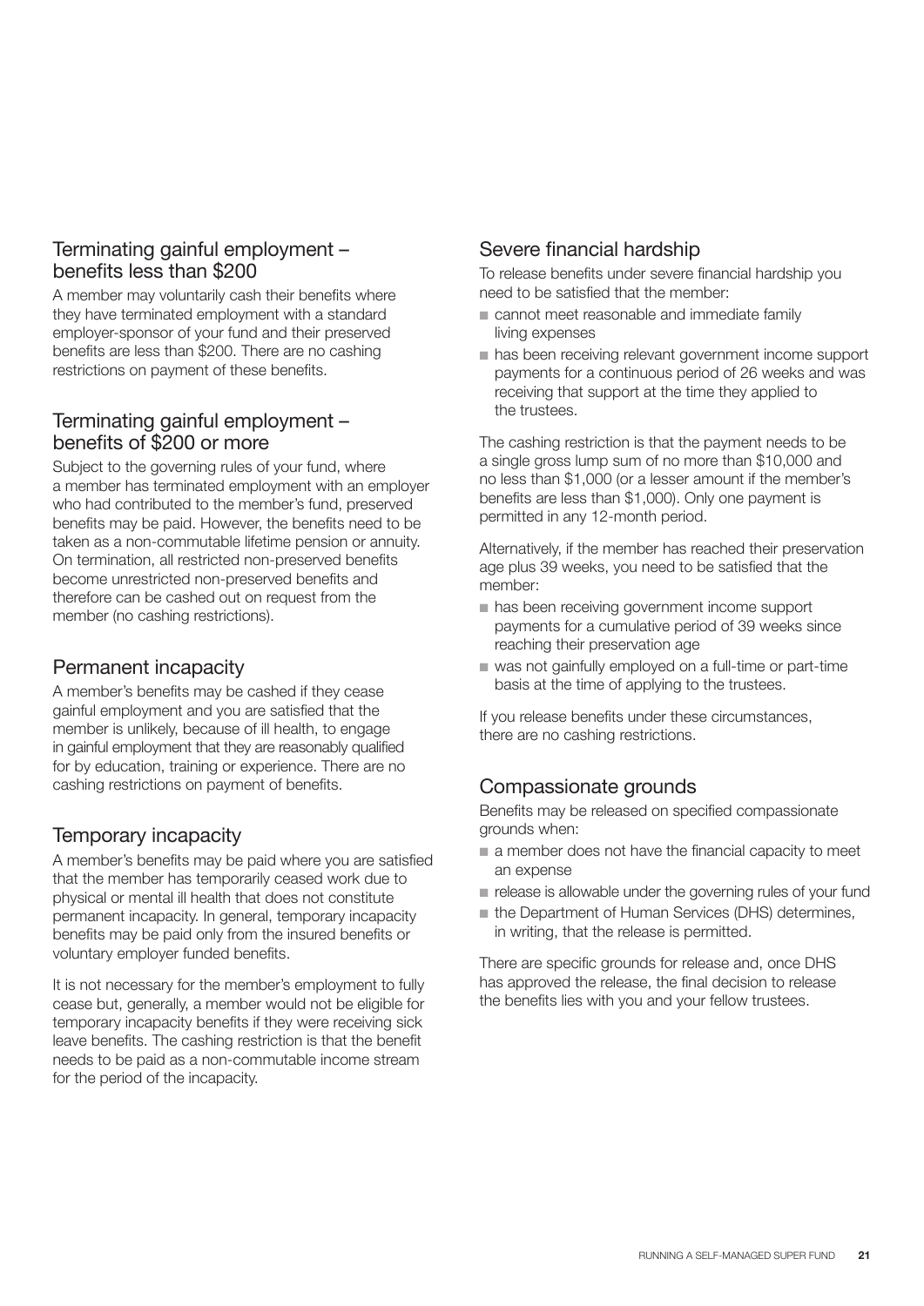## Terminating gainful employment – benefits less than $200

A member may voluntarily cash their benefits where they have terminated employment with a standard employer-sponsor of your fund and their preserved benefits are less than $200. There are no cashing restrictions on payment of these benefits.

## Terminating gainful employment – benefits of $200 or more

Subject to the governing rules of your fund, where a member has terminated employment with an employer who had contributed to the member's fund, preserved benefits may be paid. However, the benefits need to be taken as a non-commutable lifetime pension or annuity. On termination, all restricted non-preserved benefits become unrestricted non-preserved benefits and therefore can be cashed out on request from the member (no cashing restrictions).

## Permanent incapacity

A member's benefits may be cashed if they cease gainful employment and you are satisfied that the member is unlikely, because of ill health, to engage in gainful employment that they are reasonably qualified for by education, training or experience. There are no cashing restrictions on payment of benefits.

## Temporary incapacity

A member's benefits may be paid where you are satisfied that the member has temporarily ceased work due to physical or mental ill health that does not constitute permanent incapacity. In general, temporary incapacity benefits may be paid only from the insured benefits or voluntary employer funded benefits.

It is not necessary for the member's employment to fully cease but, generally, a member would not be eligible for temporary incapacity benefits if they were receiving sick leave benefits. The cashing restriction is that the benefit needs to be paid as a non-commutable income stream for the period of the incapacity.

## Severe financial hardship

To release benefits under severe financial hardship you need to be satisfied that the member:

- cannot meet reasonable and immediate family living expenses
- has been receiving relevant government income support payments for a continuous period of 26 weeks and was receiving that support at the time they applied to the trustees.

The cashing restriction is that the payment needs to be a single gross lump sum of no more than $10,000 and no less than $1,000 (or a lesser amount if the member's benefits are less than $1,000). Only one payment is permitted in any 12-month period.

Alternatively, if the member has reached their preservation age plus 39 weeks, you need to be satisfied that the member:

- has been receiving government income support payments for a cumulative period of 39 weeks since reaching their preservation age
- was not gainfully employed on a full-time or part-time basis at the time of applying to the trustees.

If you release benefits under these circumstances, there are no cashing restrictions.

## Compassionate grounds

Benefits may be released on specified compassionate grounds when:

- a member does not have the financial capacity to meet an expense
- release is allowable under the governing rules of your fund
- the Department of Human Services (DHS) determines, in writing, that the release is permitted.

There are specific grounds for release and, once DHS has approved the release, the final decision to release the benefits lies with you and your fellow trustees.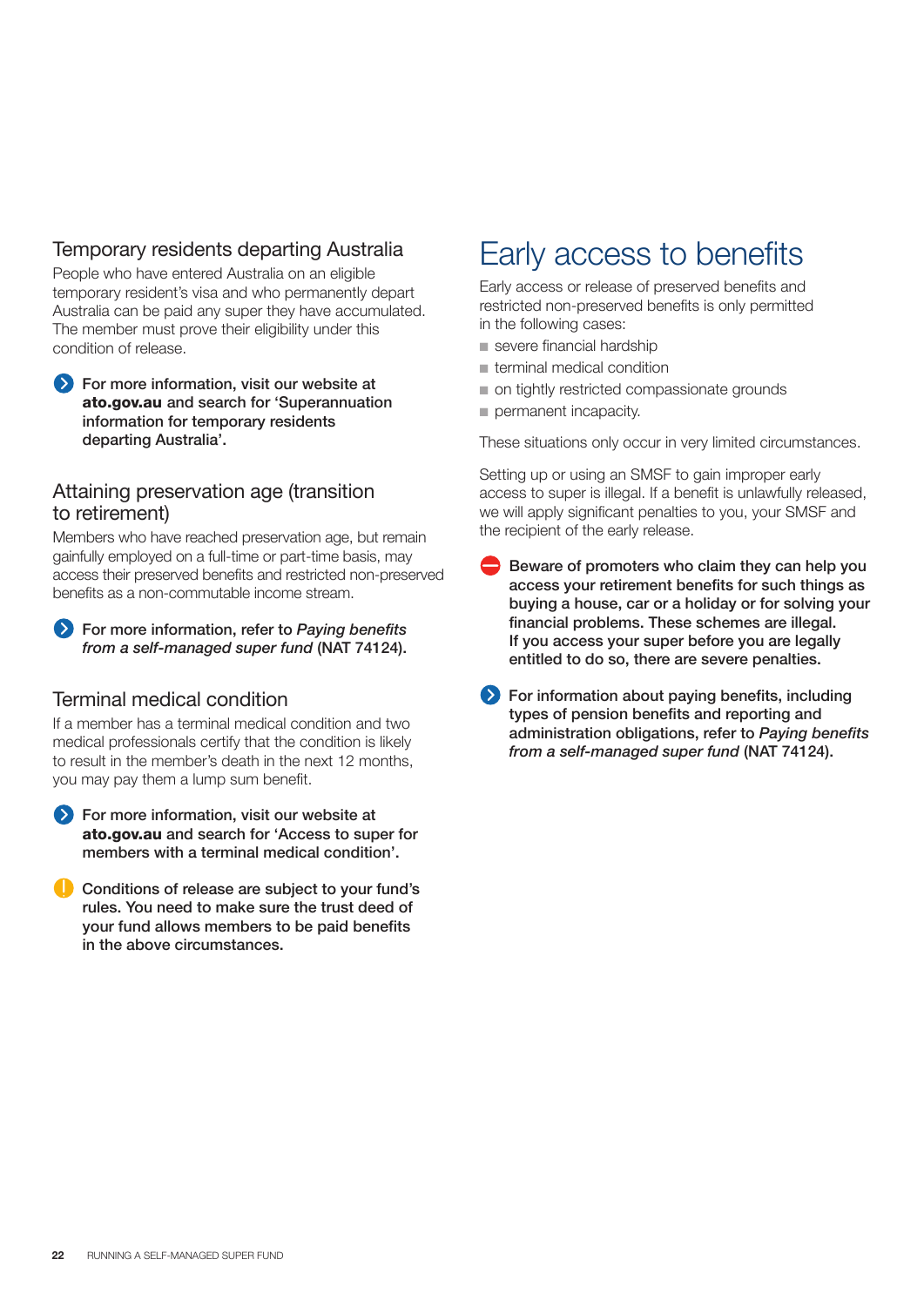### Temporary residents departing Australia

People who have entered Australia on an eligible temporary resident's visa and who permanently depart Australia can be paid any super they have accumulated. The member must prove their eligibility under this condition of release.

**For more information, visit our website at ato.gov.au and search for 'Superannuation information for temporary residents departing Australia'.**

### Attaining preservation age (transition to retirement)

Members who have reached preservation age, but remain gainfully employed on a full-time or part-time basis, may access their preserved benefits and restricted non-preserved benefits as a non-commutable income stream.

**For more information, refer to *Paying benefits from a self-managed super fund* (NAT 74124).**

### Terminal medical condition

If a member has a terminal medical condition and two medical professionals certify that the condition is likely to result in the member's death in the next 12 months, you may pay them a lump sum benefit.

**For more information, visit our website at ato.gov.au and search for 'Access to super for members with a terminal medical condition'.**

**Conditions of release are subject to your fund's rules. You need to make sure the trust deed of your fund allows members to be paid benefits in the above circumstances.**

# Early access to benefits

Early access or release of preserved benefits and restricted non-preserved benefits is only permitted in the following cases:

- severe financial hardship
- terminal medical condition
- on tightly restricted compassionate grounds
- permanent incapacity.

These situations only occur in very limited circumstances.

Setting up or using an SMSF to gain improper early access to super is illegal. If a benefit is unlawfully released, we will apply significant penalties to you, your SMSF and the recipient of the early release.

**Beware of promoters who claim they can help you access your retirement benefits for such things as buying a house, car or a holiday or for solving your financial problems. These schemes are illegal. If you access your super before you are legally entitled to do so, there are severe penalties.**

**For information about paying benefits, including types of pension benefits and reporting and administration obligations, refer to *Paying benefits from a self-managed super fund* (NAT 74124).**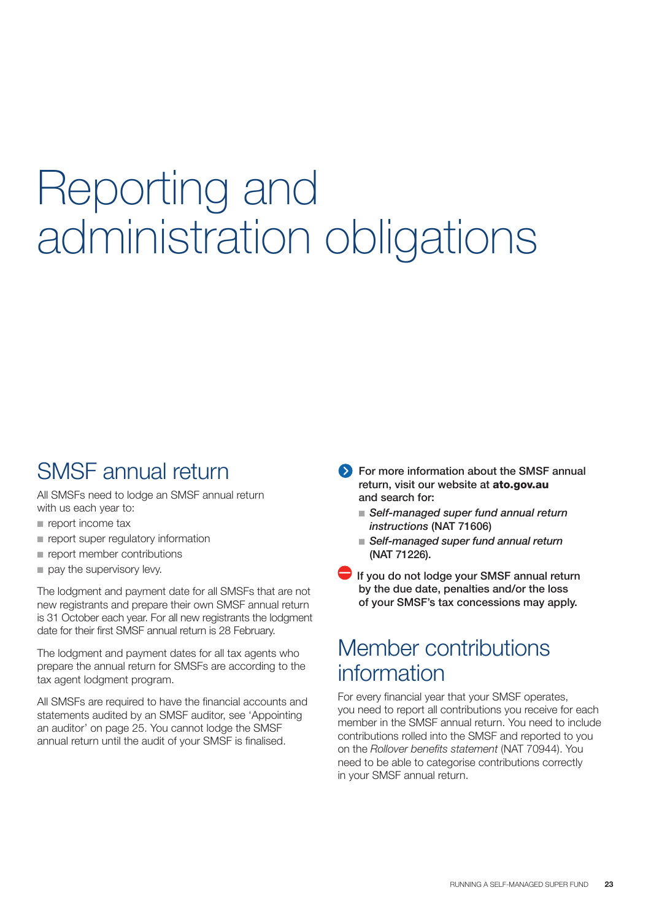# Reporting and administration obligations

## SMSF annual return

All SMSFs need to lodge an SMSF annual return with us each year to:

- report income tax
- report super regulatory information
- report member contributions
- pay the supervisory levy.

The lodgment and payment date for all SMSFs that are not new registrants and prepare their own SMSF annual return is 31 October each year. For all new registrants the lodgment date for their first SMSF annual return is 28 February.

The lodgment and payment dates for all tax agents who prepare the annual return for SMSFs are according to the tax agent lodgment program.

All SMSFs are required to have the financial accounts and statements audited by an SMSF auditor, see 'Appointing an auditor' on page 25. You cannot lodge the SMSF annual return until the audit of your SMSF is finalised.

**For more information about the SMSF annual return, visit our website at ato.gov.au and search for:**

- ***Self-managed super fund annual return instructions* (NAT 71606)**
- ***Self-managed super fund annual return* (NAT 71226).**

**If you do not lodge your SMSF annual return by the due date, penalties and/or the loss of your SMSF's tax concessions may apply.**

## Member contributions information

For every financial year that your SMSF operates, you need to report all contributions you receive for each member in the SMSF annual return. You need to include contributions rolled into the SMSF and reported to you on the *Rollover benefits statement* (NAT 70944). You need to be able to categorise contributions correctly in your SMSF annual return.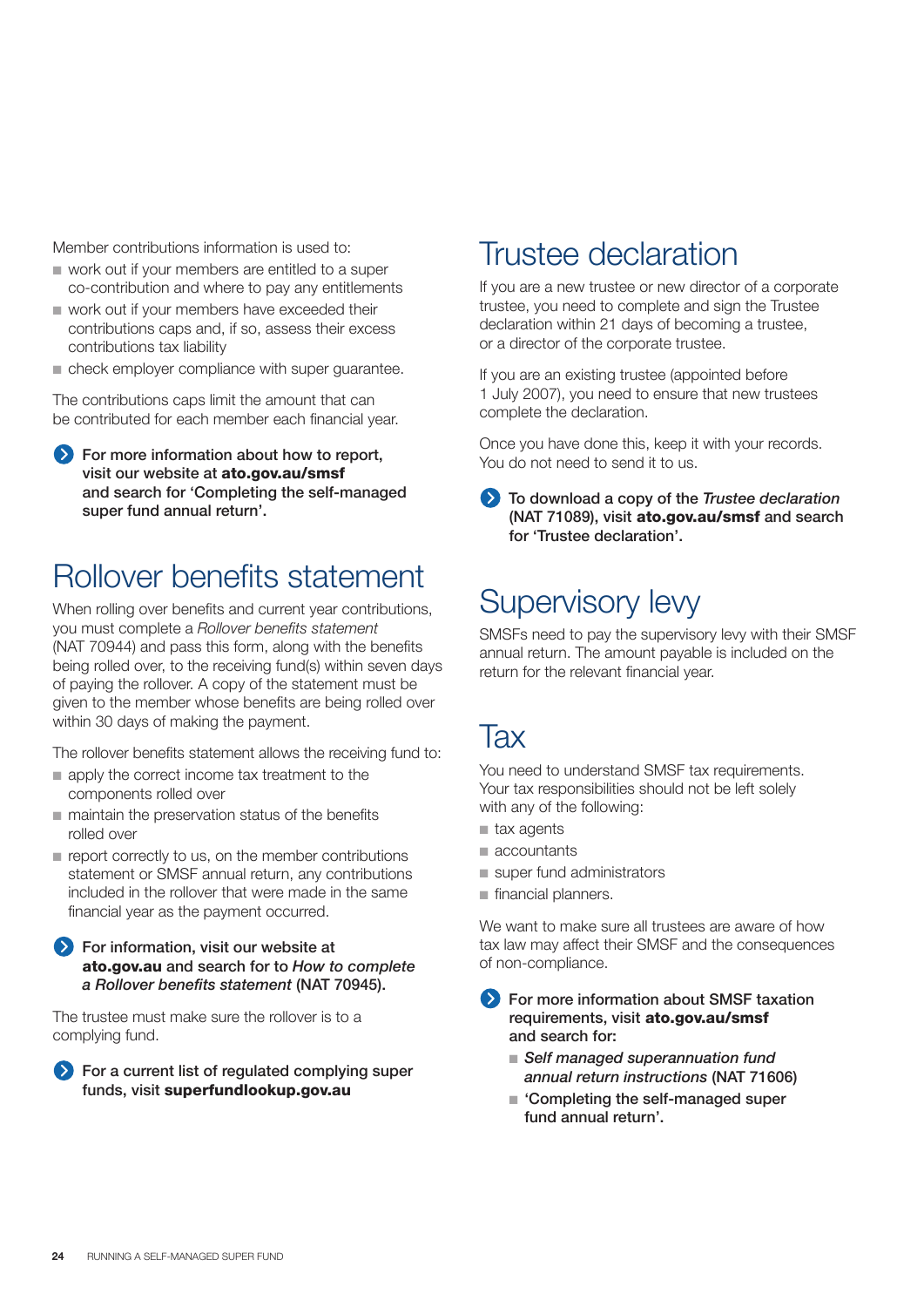Member contributions information is used to:

- work out if your members are entitled to a super co-contribution and where to pay any entitlements
- work out if your members have exceeded their contributions caps and, if so, assess their excess contributions tax liability
- check employer compliance with super guarantee.

The contributions caps limit the amount that can be contributed for each member each financial year.

**For more information about how to report, visit our website at ato.gov.au/smsf and search for 'Completing the self-managed super fund annual return'.**

# Rollover benefits statement

When rolling over benefits and current year contributions, you must complete a *Rollover benefits statement* (NAT 70944) and pass this form, along with the benefits being rolled over, to the receiving fund(s) within seven days of paying the rollover. A copy of the statement must be given to the member whose benefits are being rolled over within 30 days of making the payment.

The rollover benefits statement allows the receiving fund to:

- apply the correct income tax treatment to the components rolled over
- maintain the preservation status of the benefits rolled over
- report correctly to us, on the member contributions statement or SMSF annual return, any contributions included in the rollover that were made in the same financial year as the payment occurred.

**For information, visit our website at ato.gov.au and search for to *How to complete a Rollover benefits statement* (NAT 70945).**

The trustee must make sure the rollover is to a complying fund.

**For a current list of regulated complying super funds, visit superfundlookup.gov.au**

# Trustee declaration

If you are a new trustee or new director of a corporate trustee, you need to complete and sign the Trustee declaration within 21 days of becoming a trustee, or a director of the corporate trustee.

If you are an existing trustee (appointed before 1 July 2007), you need to ensure that new trustees complete the declaration.

Once you have done this, keep it with your records. You do not need to send it to us.

**To download a copy of the *Trustee declaration* (NAT 71089), visit ato.gov.au/smsf and search for 'Trustee declaration'.**

# Supervisory levy

SMSFs need to pay the supervisory levy with their SMSF annual return. The amount payable is included on the return for the relevant financial year.

# Tax

You need to understand SMSF tax requirements. Your tax responsibilities should not be left solely with any of the following:

- tax agents
- accountants
- super fund administrators
- financial planners.

We want to make sure all trustees are aware of how tax law may affect their SMSF and the consequences of non-compliance.

**For more information about SMSF taxation requirements, visit ato.gov.au/smsf and search for:**

- ***Self managed superannuation fund annual return instructions* (NAT 71606)**
- **'Completing the self-managed super fund annual return'.**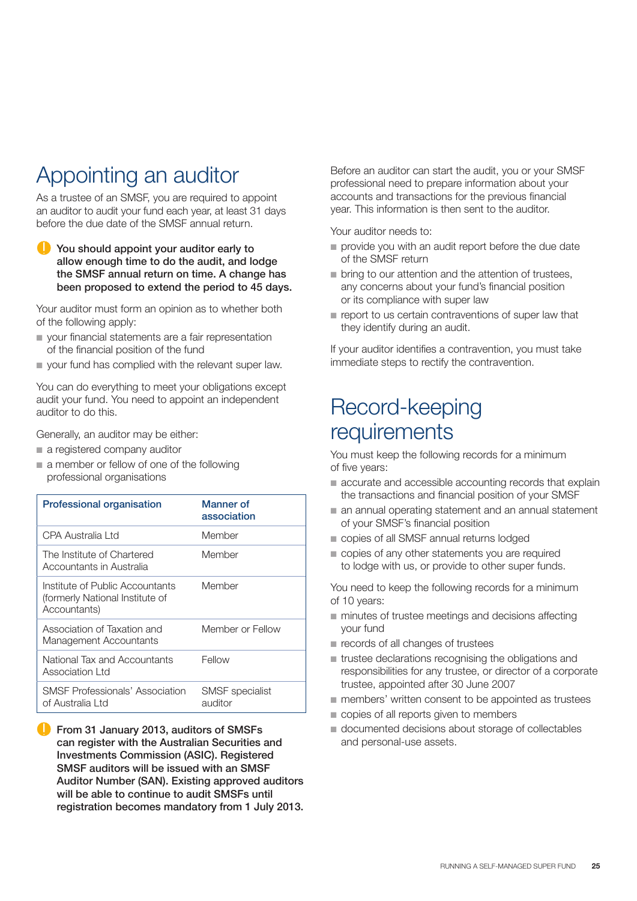# Appointing an auditor

As a trustee of an SMSF, you are required to appoint an auditor to audit your fund each year, at least 31 days before the due date of the SMSF annual return.

**You should appoint your auditor early to allow enough time to do the audit, and lodge the SMSF annual return on time. A change has been proposed to extend the period to 45 days.**

Your auditor must form an opinion as to whether both of the following apply:

- your financial statements are a fair representation of the financial position of the fund
- your fund has complied with the relevant super law.

You can do everything to meet your obligations except audit your fund. You need to appoint an independent auditor to do this.

Generally, an auditor may be either:

- a registered company auditor
- a member or fellow of one of the following professional organisations

| Professional organisation | Manner of association |
|---|---|
| CPA Australia Ltd | Member |
| The Institute of Chartered Accountants in Australia | Member |
| Institute of Public Accountants (formerly National Institute of Accountants) | Member |
| Association of Taxation and Management Accountants | Member or Fellow |
| National Tax and Accountants Association Ltd | Fellow |
| SMSF Professionals' Association of Australia Ltd | SMSF specialist auditor |

**From 31 January 2013, auditors of SMSFs can register with the Australian Securities and Investments Commission (ASIC). Registered SMSF auditors will be issued with an SMSF Auditor Number (SAN). Existing approved auditors will be able to continue to audit SMSFs until registration becomes mandatory from 1 July 2013.**

Before an auditor can start the audit, you or your SMSF professional need to prepare information about your accounts and transactions for the previous financial year. This information is then sent to the auditor.

Your auditor needs to:

- provide you with an audit report before the due date of the SMSF return
- bring to our attention and the attention of trustees, any concerns about your fund's financial position or its compliance with super law
- report to us certain contraventions of super law that they identify during an audit.

If your auditor identifies a contravention, you must take immediate steps to rectify the contravention.

# Record-keeping requirements

You must keep the following records for a minimum of five years:

- accurate and accessible accounting records that explain the transactions and financial position of your SMSF
- an annual operating statement and an annual statement of your SMSF's financial position
- copies of all SMSF annual returns lodged
- copies of any other statements you are required to lodge with us, or provide to other super funds.

You need to keep the following records for a minimum of 10 years:

- minutes of trustee meetings and decisions affecting your fund
- records of all changes of trustees
- trustee declarations recognising the obligations and responsibilities for any trustee, or director of a corporate trustee, appointed after 30 June 2007
- members' written consent to be appointed as trustees
- copies of all reports given to members
- documented decisions about storage of collectables and personal-use assets.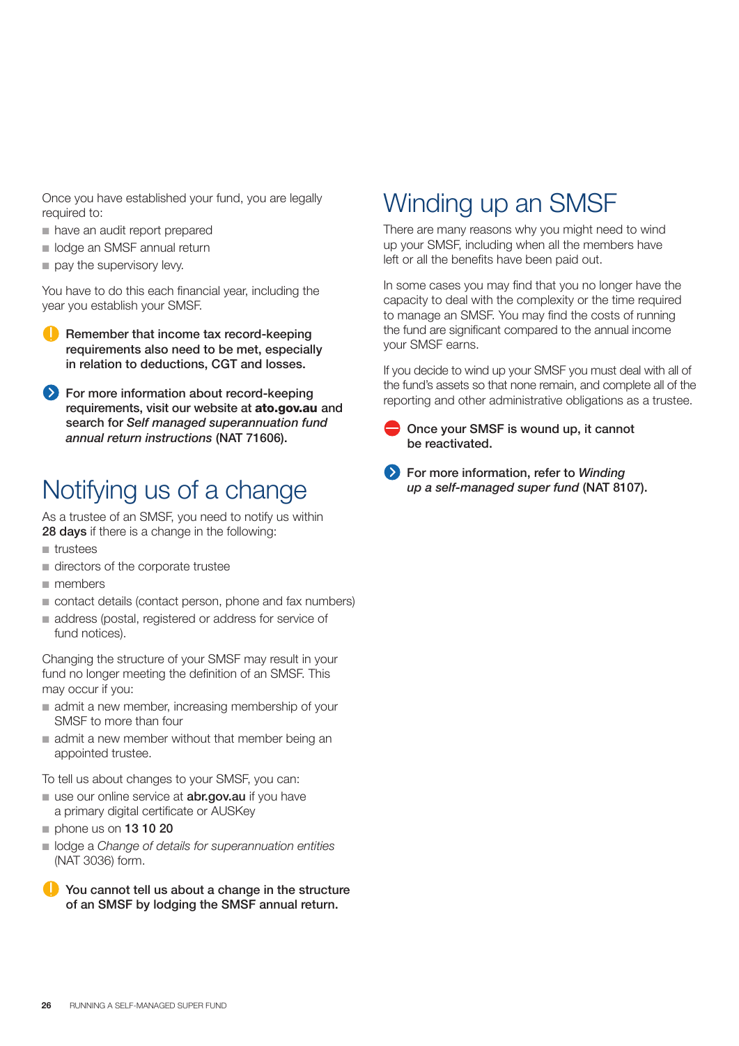Once you have established your fund, you are legally required to:

- have an audit report prepared
- lodge an SMSF annual return
- pay the supervisory levy.

You have to do this each financial year, including the year you establish your SMSF.

**Remember that income tax record-keeping requirements also need to be met, especially in relation to deductions, CGT and losses.**

**For more information about record-keeping requirements, visit our website at ato.gov.au and search for *Self managed superannuation fund annual return instructions* (NAT 71606).**

# Notifying us of a change

As a trustee of an SMSF, you need to notify us within **28 days** if there is a change in the following:

- trustees
- directors of the corporate trustee
- members
- contact details (contact person, phone and fax numbers)
- address (postal, registered or address for service of fund notices).

Changing the structure of your SMSF may result in your fund no longer meeting the definition of an SMSF. This may occur if you:

- admit a new member, increasing membership of your SMSF to more than four
- admit a new member without that member being an appointed trustee.

To tell us about changes to your SMSF, you can:

- use our online service at **abr.gov.au** if you have a primary digital certificate or AUSKey
- phone us on **13 10 20**
- lodge a *Change of details for superannuation entities* (NAT 3036) form.

**You cannot tell us about a change in the structure of an SMSF by lodging the SMSF annual return.**

# Winding up an SMSF

There are many reasons why you might need to wind up your SMSF, including when all the members have left or all the benefits have been paid out.

In some cases you may find that you no longer have the capacity to deal with the complexity or the time required to manage an SMSF. You may find the costs of running the fund are significant compared to the annual income your SMSF earns.

If you decide to wind up your SMSF you must deal with all of the fund's assets so that none remain, and complete all of the reporting and other administrative obligations as a trustee.

**Once your SMSF is wound up, it cannot be reactivated.**

**For more information, refer to *Winding up a self-managed super fund* (NAT 8107).**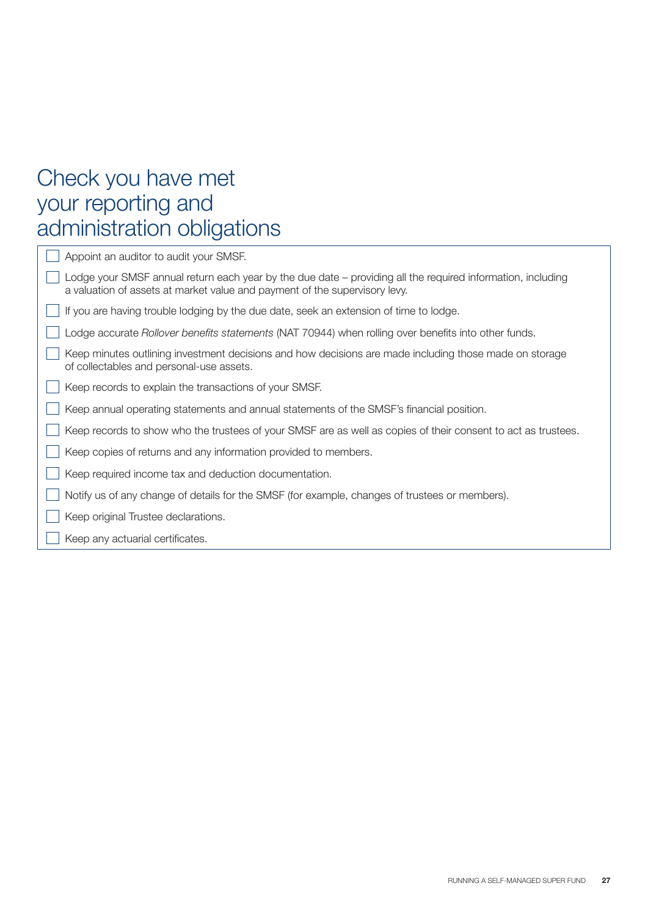# Check you have met your reporting and administration obligations

- [ ] Appoint an auditor to audit your SMSF.
- [ ] Lodge your SMSF annual return each year by the due date – providing all the required information, including a valuation of assets at market value and payment of the supervisory levy.
- [ ] If you are having trouble lodging by the due date, seek an extension of time to lodge.
- [ ] Lodge accurate *Rollover benefits statements* (NAT 70944) when rolling over benefits into other funds.
- [ ] Keep minutes outlining investment decisions and how decisions are made including those made on storage of collectables and personal-use assets.
- [ ] Keep records to explain the transactions of your SMSF.
- [ ] Keep annual operating statements and annual statements of the SMSF's financial position.
- [ ] Keep records to show who the trustees of your SMSF are as well as copies of their consent to act as trustees.
- [ ] Keep copies of returns and any information provided to members.
- [ ] Keep required income tax and deduction documentation.
- [ ] Notify us of any change of details for the SMSF (for example, changes of trustees or members).
- [ ] Keep original Trustee declarations.
- [ ] Keep any actuarial certificates.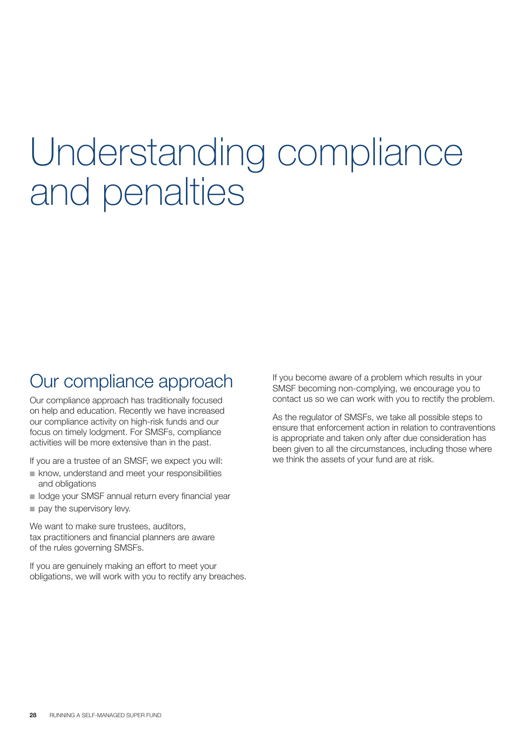# Understanding compliance and penalties

## Our compliance approach

Our compliance approach has traditionally focused on help and education. Recently we have increased our compliance activity on high-risk funds and our focus on timely lodgment. For SMSFs, compliance activities will be more extensive than in the past.

If you are a trustee of an SMSF, we expect you will:

- know, understand and meet your responsibilities and obligations
- lodge your SMSF annual return every financial year
- pay the supervisory levy.

We want to make sure trustees, auditors, tax practitioners and financial planners are aware of the rules governing SMSFs.

If you are genuinely making an effort to meet your obligations, we will work with you to rectify any breaches.

If you become aware of a problem which results in your SMSF becoming non-complying, we encourage you to contact us so we can work with you to rectify the problem.

As the regulator of SMSFs, we take all possible steps to ensure that enforcement action in relation to contraventions is appropriate and taken only after due consideration has been given to all the circumstances, including those where we think the assets of your fund are at risk.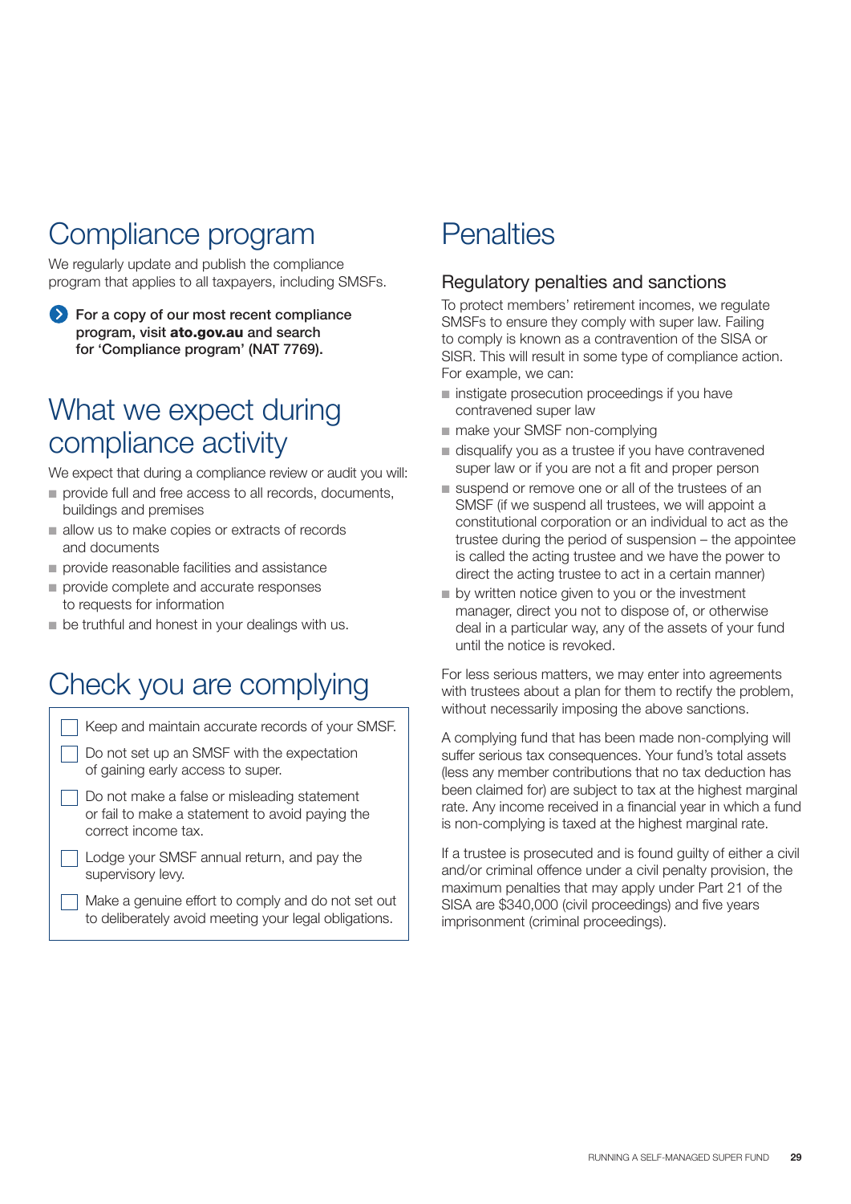# Compliance program

We regularly update and publish the compliance program that applies to all taxpayers, including SMSFs.

**For a copy of our most recent compliance program, visit ato.gov.au and search for 'Compliance program' (NAT 7769).**

# What we expect during compliance activity

We expect that during a compliance review or audit you will:

- provide full and free access to all records, documents, buildings and premises
- allow us to make copies or extracts of records and documents
- provide reasonable facilities and assistance
- provide complete and accurate responses to requests for information
- be truthful and honest in your dealings with us.

# Check you are complying

- [ ] Keep and maintain accurate records of your SMSF.
- [ ] Do not set up an SMSF with the expectation of gaining early access to super.
- [ ] Do not make a false or misleading statement or fail to make a statement to avoid paying the correct income tax.
- [ ] Lodge your SMSF annual return, and pay the supervisory levy.
- [ ] Make a genuine effort to comply and do not set out to deliberately avoid meeting your legal obligations.

# Penalties

## Regulatory penalties and sanctions

To protect members' retirement incomes, we regulate SMSFs to ensure they comply with super law. Failing to comply is known as a contravention of the SISA or SISR. This will result in some type of compliance action. For example, we can:

- instigate prosecution proceedings if you have contravened super law
- make your SMSF non-complying
- disqualify you as a trustee if you have contravened super law or if you are not a fit and proper person
- suspend or remove one or all of the trustees of an SMSF (if we suspend all trustees, we will appoint a constitutional corporation or an individual to act as the trustee during the period of suspension – the appointee is called the acting trustee and we have the power to direct the acting trustee to act in a certain manner)
- by written notice given to you or the investment manager, direct you not to dispose of, or otherwise deal in a particular way, any of the assets of your fund until the notice is revoked.

For less serious matters, we may enter into agreements with trustees about a plan for them to rectify the problem, without necessarily imposing the above sanctions.

A complying fund that has been made non-complying will suffer serious tax consequences. Your fund's total assets (less any member contributions that no tax deduction has been claimed for) are subject to tax at the highest marginal rate. Any income received in a financial year in which a fund is non-complying is taxed at the highest marginal rate.

If a trustee is prosecuted and is found guilty of either a civil and/or criminal offence under a civil penalty provision, the maximum penalties that may apply under Part 21 of the SISA are $340,000 (civil proceedings) and five years imprisonment (criminal proceedings).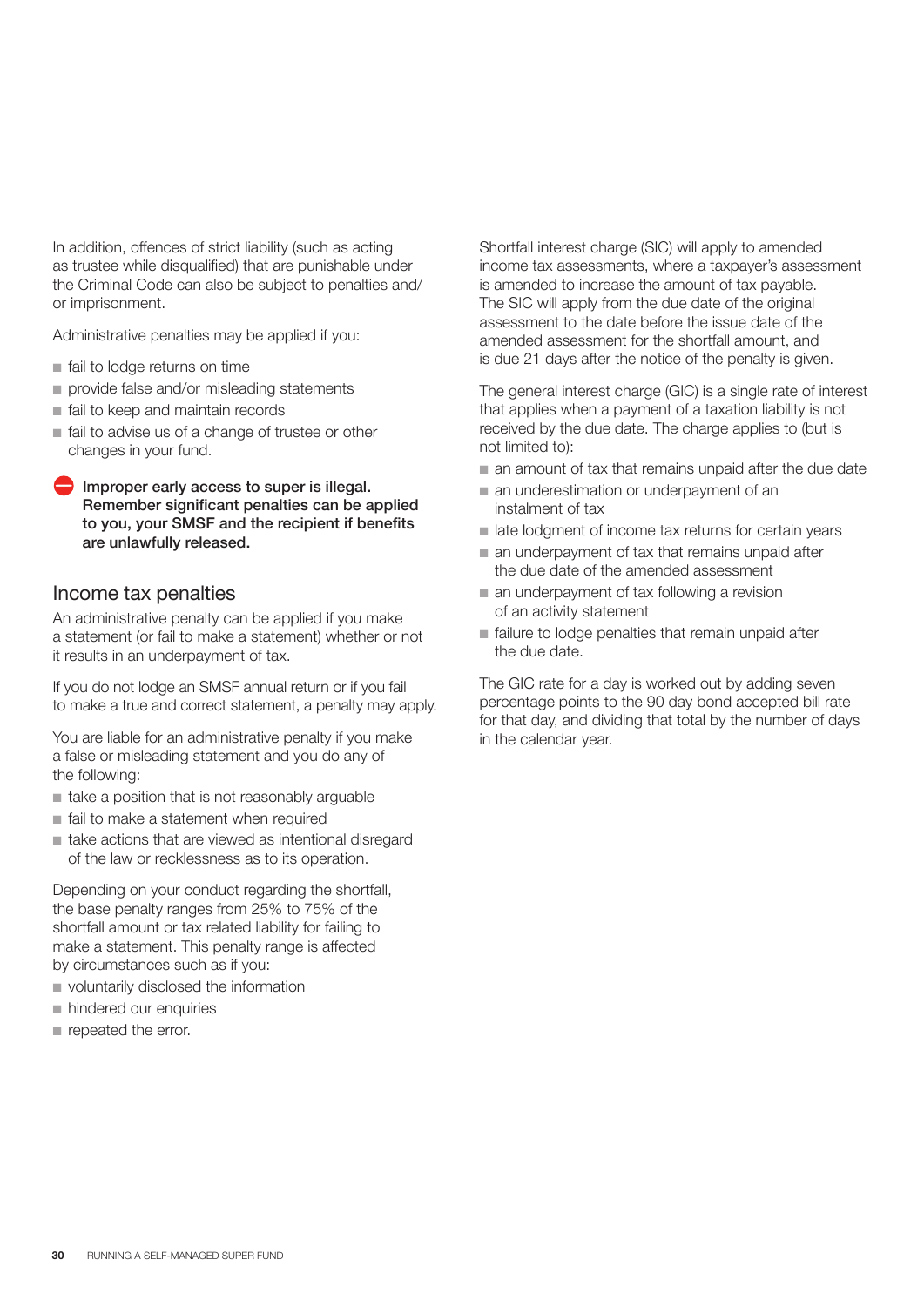In addition, offences of strict liability (such as acting as trustee while disqualified) that are punishable under the Criminal Code can also be subject to penalties and/or imprisonment.

Administrative penalties may be applied if you:

- fail to lodge returns on time
- provide false and/or misleading statements
- fail to keep and maintain records
- fail to advise us of a change of trustee or other changes in your fund.

**Improper early access to super is illegal. Remember significant penalties can be applied to you, your SMSF and the recipient if benefits are unlawfully released.**

## Income tax penalties

An administrative penalty can be applied if you make a statement (or fail to make a statement) whether or not it results in an underpayment of tax.

If you do not lodge an SMSF annual return or if you fail to make a true and correct statement, a penalty may apply.

You are liable for an administrative penalty if you make a false or misleading statement and you do any of the following:

- take a position that is not reasonably arguable
- fail to make a statement when required
- take actions that are viewed as intentional disregard of the law or recklessness as to its operation.

Depending on your conduct regarding the shortfall, the base penalty ranges from 25% to 75% of the shortfall amount or tax related liability for failing to make a statement. This penalty range is affected by circumstances such as if you:

- voluntarily disclosed the information
- hindered our enquiries
- repeated the error.

Shortfall interest charge (SIC) will apply to amended income tax assessments, where a taxpayer's assessment is amended to increase the amount of tax payable. The SIC will apply from the due date of the original assessment to the date before the issue date of the amended assessment for the shortfall amount, and is due 21 days after the notice of the penalty is given.

The general interest charge (GIC) is a single rate of interest that applies when a payment of a taxation liability is not received by the due date. The charge applies to (but is not limited to):

- an amount of tax that remains unpaid after the due date
- an underestimation or underpayment of an instalment of tax
- late lodgment of income tax returns for certain years
- an underpayment of tax that remains unpaid after the due date of the amended assessment
- an underpayment of tax following a revision of an activity statement
- failure to lodge penalties that remain unpaid after the due date.

The GIC rate for a day is worked out by adding seven percentage points to the 90 day bond accepted bill rate for that day, and dividing that total by the number of days in the calendar year.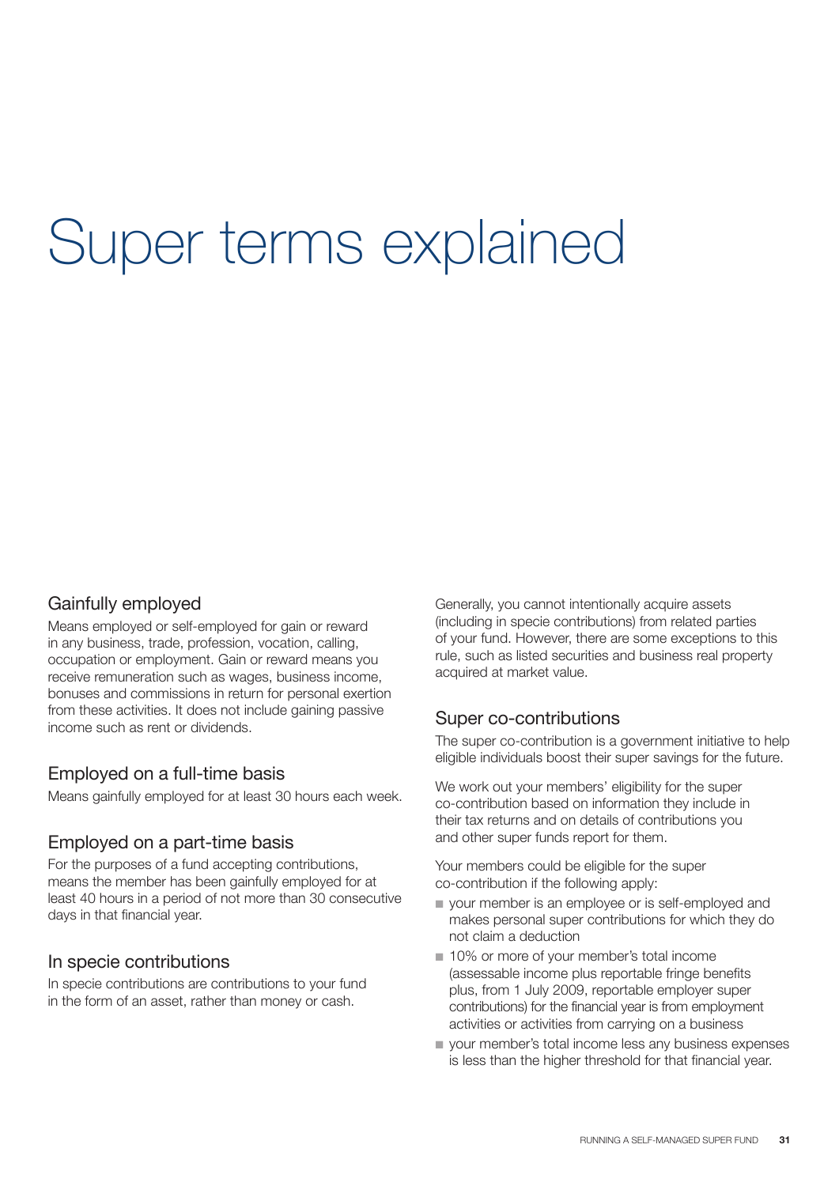# Super terms explained

## Gainfully employed

Means employed or self-employed for gain or reward in any business, trade, profession, vocation, calling, occupation or employment. Gain or reward means you receive remuneration such as wages, business income, bonuses and commissions in return for personal exertion from these activities. It does not include gaining passive income such as rent or dividends.

## Employed on a full-time basis

Means gainfully employed for at least 30 hours each week.

## Employed on a part-time basis

For the purposes of a fund accepting contributions, means the member has been gainfully employed for at least 40 hours in a period of not more than 30 consecutive days in that financial year.

## In specie contributions

In specie contributions are contributions to your fund in the form of an asset, rather than money or cash.

Generally, you cannot intentionally acquire assets (including in specie contributions) from related parties of your fund. However, there are some exceptions to this rule, such as listed securities and business real property acquired at market value.

## Super co-contributions

The super co-contribution is a government initiative to help eligible individuals boost their super savings for the future.

We work out your members' eligibility for the super co-contribution based on information they include in their tax returns and on details of contributions you and other super funds report for them.

Your members could be eligible for the super co-contribution if the following apply:

- your member is an employee or is self-employed and makes personal super contributions for which they do not claim a deduction
- 10% or more of your member's total income (assessable income plus reportable fringe benefits plus, from 1 July 2009, reportable employer super contributions) for the financial year is from employment activities or activities from carrying on a business
- your member's total income less any business expenses is less than the higher threshold for that financial year.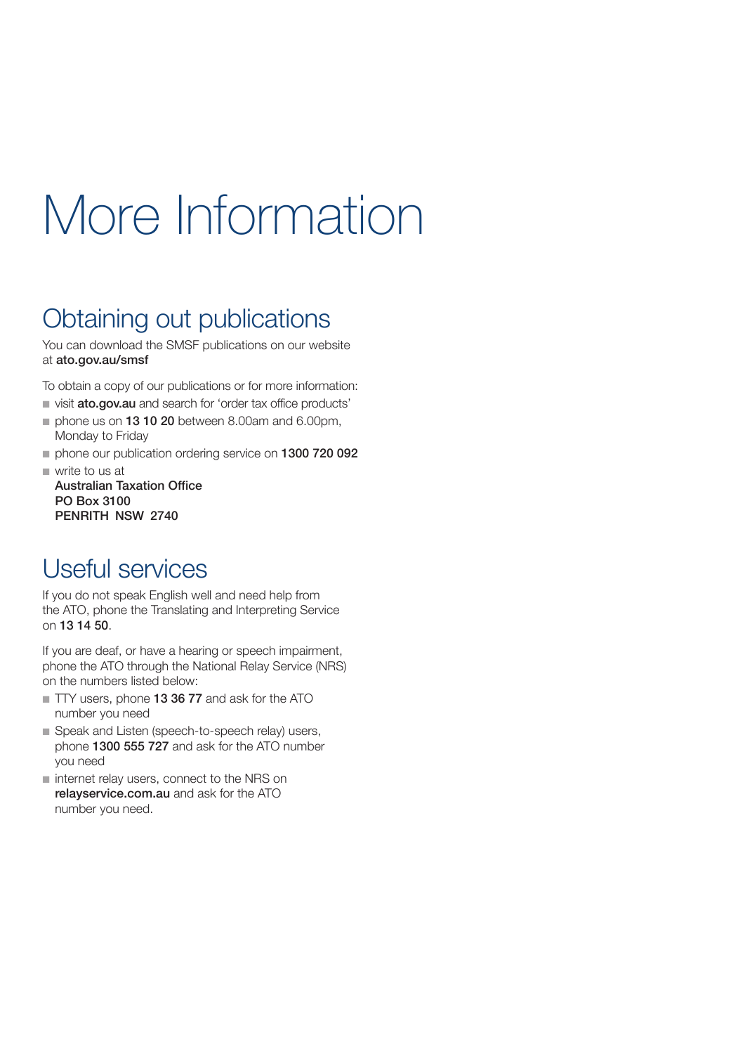# More Information

## Obtaining out publications

You can download the SMSF publications on our website at **ato.gov.au/smsf**

To obtain a copy of our publications or for more information:

- visit **ato.gov.au** and search for 'order tax office products'
- phone us on **13 10 20** between 8.00am and 6.00pm, Monday to Friday
- phone our publication ordering service on **1300 720 092**
- write to us at
  **Australian Taxation Office**
  **PO Box 3100**
  **PENRITH NSW 2740**

## Useful services

If you do not speak English well and need help from the ATO, phone the Translating and Interpreting Service on **13 14 50**.

If you are deaf, or have a hearing or speech impairment, phone the ATO through the National Relay Service (NRS) on the numbers listed below:

- TTY users, phone **13 36 77** and ask for the ATO number you need
- Speak and Listen (speech-to-speech relay) users, phone **1300 555 727** and ask for the ATO number you need
- internet relay users, connect to the NRS on **relayservice.com.au** and ask for the ATO number you need.